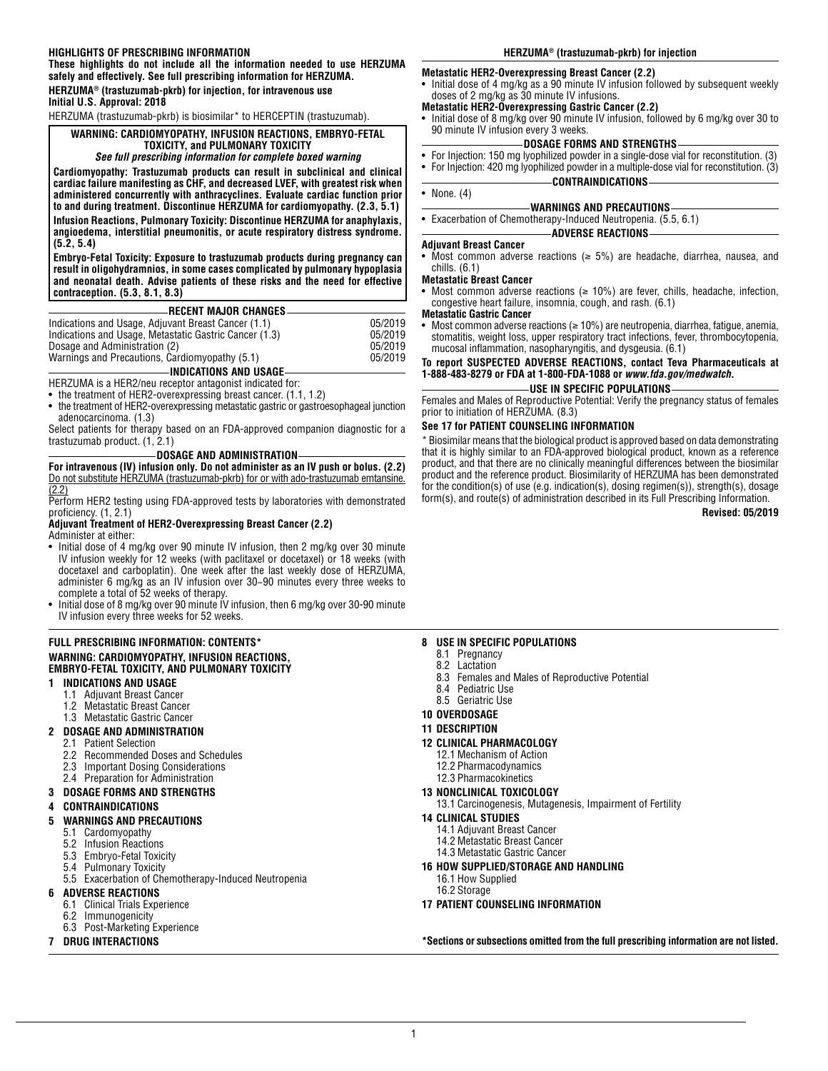**HIGHLIGHTS OF PRESCRIBING INFORMATION**

**These highlights do not include all the information needed to use HERZUMA safely and effectively. See full prescribing information for HERZUMA.**

**HERZUMA® (trastuzumab-pkrb) for injection, for intravenous use**
**Initial U.S. Approval: 2018**

HERZUMA (trastuzumab-pkrb) is biosimilar* to HERCEPTIN (trastuzumab).

**WARNING: CARDIOMYOPATHY, INFUSION REACTIONS, EMBRYO-FETAL TOXICITY, and PULMONARY TOXICITY**
***See full prescribing information for complete boxed warning***

**Cardiomyopathy: Trastuzumab products can result in subclinical and clinical cardiac failure manifesting as CHF, and decreased LVEF, with greatest risk when administered concurrently with anthracyclines. Evaluate cardiac function prior to and during treatment. Discontinue HERZUMA for cardiomyopathy. (2.3, 5.1)**

**Infusion Reactions, Pulmonary Toxicity: Discontinue HERZUMA for anaphylaxis, angioedema, interstitial pneumonitis, or acute respiratory distress syndrome. (5.2, 5.4)**

**Embryo-Fetal Toxicity: Exposure to trastuzumab products during pregnancy can result in oligohydramnios, in some cases complicated by pulmonary hypoplasia and neonatal death. Advise patients of these risks and the need for effective contraception. (5.3, 8.1, 8.3)**

**RECENT MAJOR CHANGES**

| | |
|---|---|
| Indications and Usage, Adjuvant Breast Cancer (1.1) | 05/2019 |
| Indications and Usage, Metastatic Gastric Cancer (1.3) | 05/2019 |
| Dosage and Administration (2) | 05/2019 |
| Warnings and Precautions, Cardiomyopathy (5.1) | 05/2019 |

**INDICATIONS AND USAGE**

HERZUMA is a HER2/neu receptor antagonist indicated for:

- the treatment of HER2-overexpressing breast cancer. (1.1, 1.2)
- the treatment of HER2-overexpressing metastatic gastric or gastroesophageal junction adenocarcinoma. (1.3)

Select patients for therapy based on an FDA-approved companion diagnostic for a trastuzumab product. (1, 2.1)

**DOSAGE AND ADMINISTRATION**

**For intravenous (IV) infusion only. Do not administer as an IV push or bolus. (2.2)**
Do not substitute HERZUMA (trastuzumab-pkrb) for or with ado-trastuzumab emtansine. (2.2)

Perform HER2 testing using FDA-approved tests by laboratories with demonstrated proficiency. (1, 2.1)

**Adjuvant Treatment of HER2-Overexpressing Breast Cancer (2.2)**

Administer at either:

- Initial dose of 4 mg/kg over 90 minute IV infusion, then 2 mg/kg over 30 minute IV infusion weekly for 12 weeks (with paclitaxel or docetaxel) or 18 weeks (with docetaxel and carboplatin). One week after the last weekly dose of HERZUMA, administer 6 mg/kg as an IV infusion over 30–90 minutes every three weeks to complete a total of 52 weeks of therapy.
- Initial dose of 8 mg/kg over 90 minute IV infusion, then 6 mg/kg over 30-90 minute IV infusion every three weeks for 52 weeks.

**Metastatic HER2-Overexpressing Breast Cancer (2.2)**

- Initial dose of 4 mg/kg as a 90 minute IV infusion followed by subsequent weekly doses of 2 mg/kg as 30 minute IV infusions.

**Metastatic HER2-Overexpressing Gastric Cancer (2.2)**

- Initial dose of 8 mg/kg over 90 minute IV infusion, followed by 6 mg/kg over 30 to 90 minute IV infusion every 3 weeks.

**DOSAGE FORMS AND STRENGTHS**

- For Injection: 150 mg lyophilized powder in a single-dose vial for reconstitution. (3)
- For Injection: 420 mg lyophilized powder in a multiple-dose vial for reconstitution. (3)

**CONTRAINDICATIONS**

- None. (4)

**WARNINGS AND PRECAUTIONS**

- Exacerbation of Chemotherapy-Induced Neutropenia. (5.5, 6.1)

**ADVERSE REACTIONS**

**Adjuvant Breast Cancer**

- Most common adverse reactions (≥ 5%) are headache, diarrhea, nausea, and chills. (6.1)

**Metastatic Breast Cancer**

- Most common adverse reactions (≥ 10%) are fever, chills, headache, infection, congestive heart failure, insomnia, cough, and rash. (6.1)

**Metastatic Gastric Cancer**

- Most common adverse reactions (≥ 10%) are neutropenia, diarrhea, fatigue, anemia, stomatitis, weight loss, upper respiratory tract infections, fever, thrombocytopenia, mucosal inflammation, nasopharyngitis, and dysgeusia. (6.1)

**To report SUSPECTED ADVERSE REACTIONS, contact Teva Pharmaceuticals at 1-888-483-8279 or FDA at 1-800-FDA-1088 or *www.fda.gov/medwatch*.**

**USE IN SPECIFIC POPULATIONS**

Females and Males of Reproductive Potential: Verify the pregnancy status of females prior to initiation of HERZUMA. (8.3)

**See 17 for PATIENT COUNSELING INFORMATION**

\* Biosimilar means that the biological product is approved based on data demonstrating that it is highly similar to an FDA-approved biological product, known as a reference product, and that there are no clinically meaningful differences between the biosimilar product and the reference product. Biosimilarity of HERZUMA has been demonstrated for the condition(s) of use (e.g. indication(s), dosing regimen(s)), strength(s), dosage form(s), and route(s) of administration described in its Full Prescribing Information.

**Revised: 05/2019**

**FULL PRESCRIBING INFORMATION: CONTENTS***

**WARNING: CARDIOMYOPATHY, INFUSION REACTIONS, EMBRYO-FETAL TOXICITY, AND PULMONARY TOXICITY**

**1 INDICATIONS AND USAGE**
- 1.1 Adjuvant Breast Cancer
- 1.2 Metastatic Breast Cancer
- 1.3 Metastatic Gastric Cancer

**2 DOSAGE AND ADMINISTRATION**
- 2.1 Patient Selection
- 2.2 Recommended Doses and Schedules
- 2.3 Important Dosing Considerations
- 2.4 Preparation for Administration

**3 DOSAGE FORMS AND STRENGTHS**

**4 CONTRAINDICATIONS**

**5 WARNINGS AND PRECAUTIONS**
- 5.1 Cardomyopathy
- 5.2 Infusion Reactions
- 5.3 Embryo-Fetal Toxicity
- 5.4 Pulmonary Toxicity
- 5.5 Exacerbation of Chemotherapy-Induced Neutropenia

**6 ADVERSE REACTIONS**
- 6.1 Clinical Trials Experience
- 6.2 Immunogenicity
- 6.3 Post-Marketing Experience

**7 DRUG INTERACTIONS**

**8 USE IN SPECIFIC POPULATIONS**
- 8.1 Pregnancy
- 8.2 Lactation
- 8.3 Females and Males of Reproductive Potential
- 8.4 Pediatric Use
- 8.5 Geriatric Use

**10 OVERDOSAGE**

**11 DESCRIPTION**

**12 CLINICAL PHARMACOLOGY**
- 12.1 Mechanism of Action
- 12.2 Pharmacodynamics
- 12.3 Pharmacokinetics

**13 NONCLINICAL TOXICOLOGY**
- 13.1 Carcinogenesis, Mutagenesis, Impairment of Fertility

**14 CLINICAL STUDIES**
- 14.1 Adjuvant Breast Cancer
- 14.2 Metastatic Breast Cancer
- 14.3 Metastatic Gastric Cancer

**16 HOW SUPPLIED/STORAGE AND HANDLING**
- 16.1 How Supplied
- 16.2 Storage

**17 PATIENT COUNSELING INFORMATION**

**\*Sections or subsections omitted from the full prescribing information are not listed.**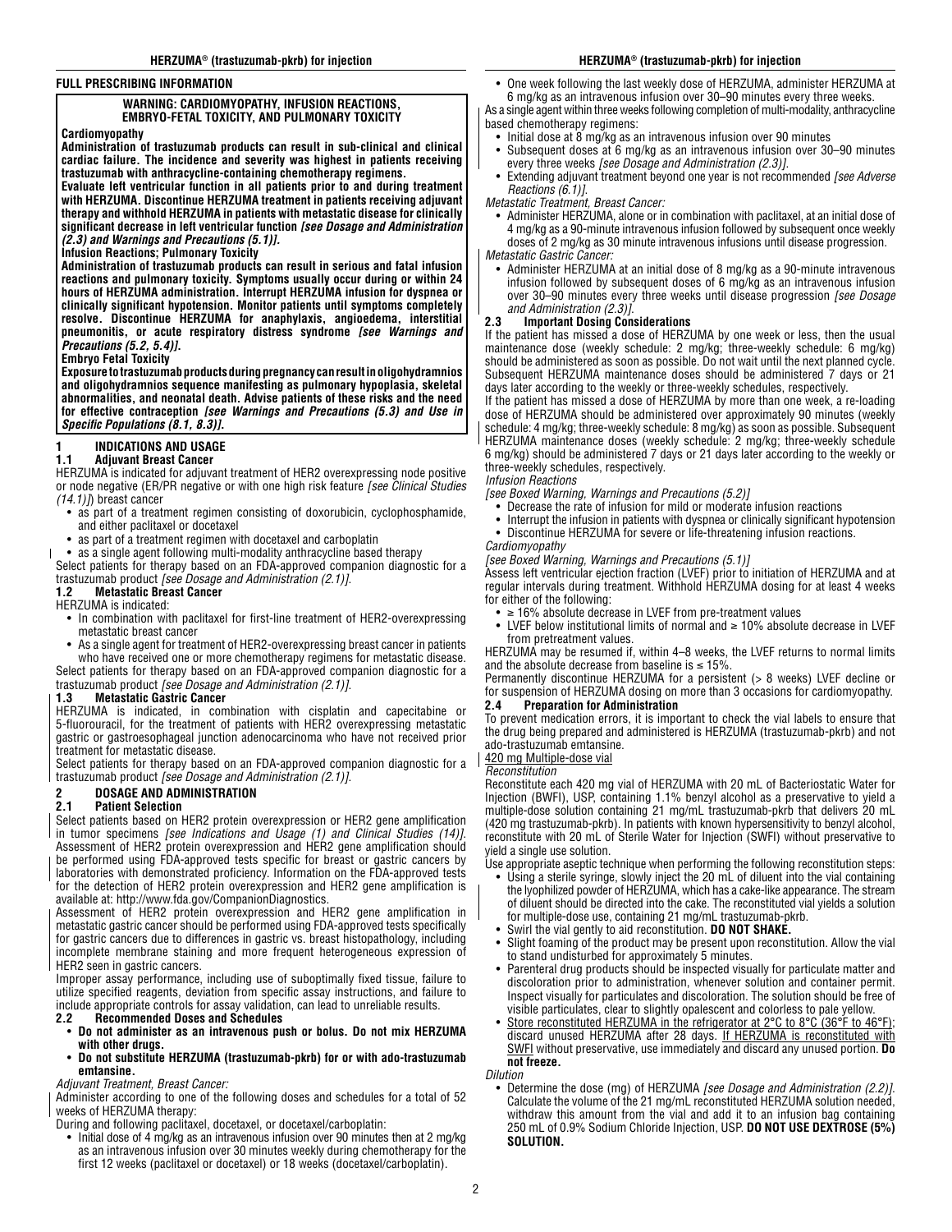## FULL PRESCRIBING INFORMATION

**WARNING: CARDIOMYOPATHY, INFUSION REACTIONS, EMBRYO-FETAL TOXICITY, AND PULMONARY TOXICITY**

**Cardiomyopathy**

**Administration of trastuzumab products can result in sub-clinical and clinical cardiac failure. The incidence and severity was highest in patients receiving trastuzumab with anthracycline-containing chemotherapy regimens.**

**Evaluate left ventricular function in all patients prior to and during treatment with HERZUMA. Discontinue HERZUMA treatment in patients receiving adjuvant therapy and withhold HERZUMA in patients with metastatic disease for clinically significant decrease in left ventricular function *[see Dosage and Administration (2.3) and Warnings and Precautions (5.1)]*.**

**Infusion Reactions; Pulmonary Toxicity**

**Administration of trastuzumab products can result in serious and fatal infusion reactions and pulmonary toxicity. Symptoms usually occur during or within 24 hours of HERZUMA administration. Interrupt HERZUMA infusion for dyspnea or clinically significant hypotension. Monitor patients until symptoms completely resolve. Discontinue HERZUMA for anaphylaxis, angioedema, interstitial pneumonitis, or acute respiratory distress syndrome *[see Warnings and Precautions (5.2, 5.4)]*.**

**Embryo Fetal Toxicity**

**Exposure to trastuzumab products during pregnancy can result in oligohydramnios and oligohydramnios sequence manifesting as pulmonary hypoplasia, skeletal abnormalities, and neonatal death. Advise patients of these risks and the need for effective contraception *[see Warnings and Precautions (5.3) and Use in Specific Populations (8.1, 8.3)]*.**

## 1 INDICATIONS AND USAGE

### 1.1 Adjuvant Breast Cancer

HERZUMA is indicated for adjuvant treatment of HER2 overexpressing node positive or node negative (ER/PR negative or with one high risk feature *[see Clinical Studies (14.1)]*) breast cancer

- as part of a treatment regimen consisting of doxorubicin, cyclophosphamide, and either paclitaxel or docetaxel
- as part of a treatment regimen with docetaxel and carboplatin
- as a single agent following multi-modality anthracycline based therapy

Select patients for therapy based on an FDA-approved companion diagnostic for a trastuzumab product *[see Dosage and Administration (2.1)]*.

### 1.2 Metastatic Breast Cancer

HERZUMA is indicated:

- In combination with paclitaxel for first-line treatment of HER2-overexpressing metastatic breast cancer
- As a single agent for treatment of HER2-overexpressing breast cancer in patients who have received one or more chemotherapy regimens for metastatic disease.

Select patients for therapy based on an FDA-approved companion diagnostic for a trastuzumab product *[see Dosage and Administration (2.1)]*.

### 1.3 Metastatic Gastric Cancer

HERZUMA is indicated, in combination with cisplatin and capecitabine or 5-fluorouracil, for the treatment of patients with HER2 overexpressing metastatic gastric or gastroesophageal junction adenocarcinoma who have not received prior treatment for metastatic disease.

Select patients for therapy based on an FDA-approved companion diagnostic for a trastuzumab product *[see Dosage and Administration (2.1)]*.

## 2 DOSAGE AND ADMINISTRATION

### 2.1 Patient Selection

Select patients based on HER2 protein overexpression or HER2 gene amplification in tumor specimens *[see Indications and Usage (1) and Clinical Studies (14)]*. Assessment of HER2 protein overexpression and HER2 gene amplification should be performed using FDA-approved tests specific for breast or gastric cancers by laboratories with demonstrated proficiency. Information on the FDA-approved tests for the detection of HER2 protein overexpression and HER2 gene amplification is available at: http://www.fda.gov/CompanionDiagnostics.

Assessment of HER2 protein overexpression and HER2 gene amplification in metastatic gastric cancer should be performed using FDA-approved tests specifically for gastric cancers due to differences in gastric vs. breast histopathology, including incomplete membrane staining and more frequent heterogeneous expression of HER2 seen in gastric cancers.

Improper assay performance, including use of suboptimally fixed tissue, failure to utilize specified reagents, deviation from specific assay instructions, and failure to include appropriate controls for assay validation, can lead to unreliable results.

### 2.2 Recommended Doses and Schedules

- **Do not administer as an intravenous push or bolus. Do not mix HERZUMA with other drugs.**
- **Do not substitute HERZUMA (trastuzumab-pkrb) for or with ado-trastuzumab emtansine.**

*Adjuvant Treatment, Breast Cancer:*

Administer according to one of the following doses and schedules for a total of 52 weeks of HERZUMA therapy:

During and following paclitaxel, docetaxel, or docetaxel/carboplatin:

- Initial dose of 4 mg/kg as an intravenous infusion over 90 minutes then at 2 mg/kg as an intravenous infusion over 30 minutes weekly during chemotherapy for the first 12 weeks (paclitaxel or docetaxel) or 18 weeks (docetaxel/carboplatin).
- One week following the last weekly dose of HERZUMA, administer HERZUMA at 6 mg/kg as an intravenous infusion over 30–90 minutes every three weeks.

As a single agent within three weeks following completion of multi-modality, anthracycline based chemotherapy regimens:

- Initial dose at 8 mg/kg as an intravenous infusion over 90 minutes
- Subsequent doses at 6 mg/kg as an intravenous infusion over 30–90 minutes every three weeks *[see Dosage and Administration (2.3)]*.
- Extending adjuvant treatment beyond one year is not recommended *[see Adverse Reactions (6.1)]*.

*Metastatic Treatment, Breast Cancer:*

- Administer HERZUMA, alone or in combination with paclitaxel, at an initial dose of 4 mg/kg as a 90-minute intravenous infusion followed by subsequent once weekly doses of 2 mg/kg as 30 minute intravenous infusions until disease progression.

*Metastatic Gastric Cancer:*

- Administer HERZUMA at an initial dose of 8 mg/kg as a 90-minute intravenous infusion followed by subsequent doses of 6 mg/kg as an intravenous infusion over 30–90 minutes every three weeks until disease progression *[see Dosage and Administration (2.3)]*.

### 2.3 Important Dosing Considerations

If the patient has missed a dose of HERZUMA by one week or less, then the usual maintenance dose (weekly schedule: 2 mg/kg; three-weekly schedule: 6 mg/kg) should be administered as soon as possible. Do not wait until the next planned cycle. Subsequent HERZUMA maintenance doses should be administered 7 days or 21 days later according to the weekly or three-weekly schedules, respectively.

If the patient has missed a dose of HERZUMA by more than one week, a re-loading dose of HERZUMA should be administered over approximately 90 minutes (weekly schedule: 4 mg/kg; three-weekly schedule: 8 mg/kg) as soon as possible. Subsequent HERZUMA maintenance doses (weekly schedule: 2 mg/kg; three-weekly schedule 6 mg/kg) should be administered 7 days or 21 days later according to the weekly or three-weekly schedules, respectively.

*Infusion Reactions*

*[see Boxed Warning, Warnings and Precautions (5.2)]*

- Decrease the rate of infusion for mild or moderate infusion reactions
- Interrupt the infusion in patients with dyspnea or clinically significant hypotension
- Discontinue HERZUMA for severe or life-threatening infusion reactions.

*Cardiomyopathy*

*[see Boxed Warning, Warnings and Precautions (5.1)]*

Assess left ventricular ejection fraction (LVEF) prior to initiation of HERZUMA and at regular intervals during treatment. Withhold HERZUMA dosing for at least 4 weeks for either of the following:

- ≥ 16% absolute decrease in LVEF from pre-treatment values
- LVEF below institutional limits of normal and ≥ 10% absolute decrease in LVEF from pretreatment values.

HERZUMA may be resumed if, within 4–8 weeks, the LVEF returns to normal limits and the absolute decrease from baseline is ≤ 15%.

Permanently discontinue HERZUMA for a persistent (> 8 weeks) LVEF decline or for suspension of HERZUMA dosing on more than 3 occasions for cardiomyopathy.

### 2.4 Preparation for Administration

To prevent medication errors, it is important to check the vial labels to ensure that the drug being prepared and administered is HERZUMA (trastuzumab-pkrb) and not ado-trastuzumab emtansine.

420 mg Multiple-dose vial

*Reconstitution*

Reconstitute each 420 mg vial of HERZUMA with 20 mL of Bacteriostatic Water for Injection (BWFI), USP, containing 1.1% benzyl alcohol as a preservative to yield a multiple-dose solution containing 21 mg/mL trastuzumab-pkrb that delivers 20 mL (420 mg trastuzumab-pkrb). In patients with known hypersensitivity to benzyl alcohol, reconstitute with 20 mL of Sterile Water for Injection (SWFI) without preservative to yield a single use solution.

Use appropriate aseptic technique when performing the following reconstitution steps:

- Using a sterile syringe, slowly inject the 20 mL of diluent into the vial containing the lyophilized powder of HERZUMA, which has a cake-like appearance. The stream of diluent should be directed into the cake. The reconstituted vial yields a solution for multiple-dose use, containing 21 mg/mL trastuzumab-pkrb.
- Swirl the vial gently to aid reconstitution. **DO NOT SHAKE.**
- Slight foaming of the product may be present upon reconstitution. Allow the vial to stand undisturbed for approximately 5 minutes.
- Parenteral drug products should be inspected visually for particulate matter and discoloration prior to administration, whenever solution and container permit. Inspect visually for particulates and discoloration. The solution should be free of visible particulates, clear to slightly opalescent and colorless to pale yellow.
- Store reconstituted HERZUMA in the refrigerator at 2°C to 8°C (36°F to 46°F); discard unused HERZUMA after 28 days. If HERZUMA is reconstituted with SWFI without preservative, use immediately and discard any unused portion. **Do not freeze.**

*Dilution*

- Determine the dose (mg) of HERZUMA *[see Dosage and Administration (2.2)]*. Calculate the volume of the 21 mg/mL reconstituted HERZUMA solution needed, withdraw this amount from the vial and add it to an infusion bag containing 250 mL of 0.9% Sodium Chloride Injection, USP. **DO NOT USE DEXTROSE (5%) SOLUTION.**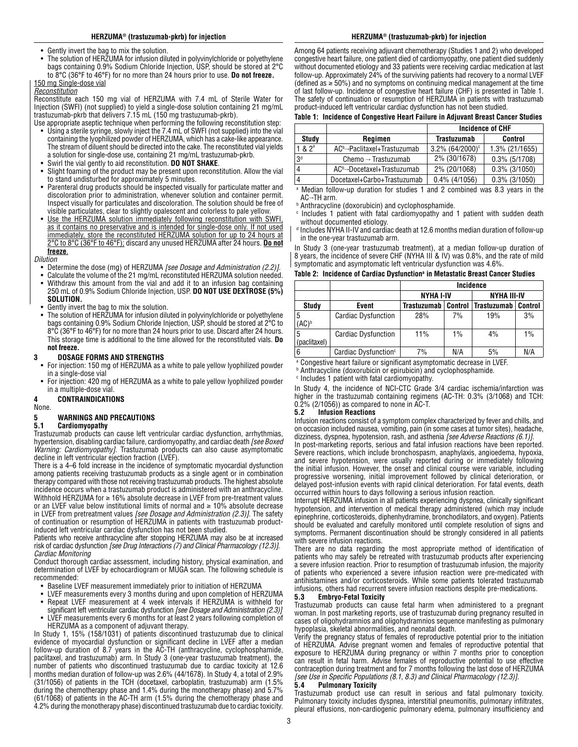- Gently invert the bag to mix the solution.
- The solution of HERZUMA for infusion diluted in polyvinylchloride or polyethylene bags containing 0.9% Sodium Chloride Injection, USP, should be stored at 2°C to 8°C (36°F to 46°F) for no more than 24 hours prior to use. **Do not freeze.**

150 mg Single-dose vial

*Reconstitution*

Reconstitute each 150 mg vial of HERZUMA with 7.4 mL of Sterile Water for Injection (SWFI) (not supplied) to yield a single-dose solution containing 21 mg/mL trastuzumab-pkrb that delivers 7.15 mL (150 mg trastuzumab-pkrb).

Use appropriate aseptic technique when performing the following reconstitution step:

- Using a sterile syringe, slowly inject the 7.4 mL of SWFI (not supplied) into the vial containing the lyophilized powder of HERZUMA, which has a cake-like appearance. The stream of diluent should be directed into the cake. The reconstituted vial yields a solution for single-dose use, containing 21 mg/mL trastuzumab-pkrb.
- Swirl the vial gently to aid reconstitution. **DO NOT SHAKE**.
- Slight foaming of the product may be present upon reconstitution. Allow the vial to stand undisturbed for approximately 5 minutes.
- Parenteral drug products should be inspected visually for particulate matter and discoloration prior to administration, whenever solution and container permit. Inspect visually for particulates and discoloration. The solution should be free of visible particulates, clear to slightly opalescent and colorless to pale yellow.
- Use the HERZUMA solution immediately following reconstitution with SWFI, as it contains no preservative and is intended for single-dose only. If not used immediately, store the reconstituted HERZUMA solution for up to 24 hours at 2°C to 8°C (36°F to 46°F); discard any unused HERZUMA after 24 hours. **Do not freeze**.

*Dilution*

- Determine the dose (mg) of HERZUMA *[see Dosage and Administration (2.2)]*.
- Calculate the volume of the 21 mg/mL reconstituted HERZUMA solution needed.
- Withdraw this amount from the vial and add it to an infusion bag containing 250 mL of 0.9% Sodium Chloride Injection, USP. **DO NOT USE DEXTROSE (5%) SOLUTION.**
- Gently invert the bag to mix the solution.
- The solution of HERZUMA for infusion diluted in polyvinylchloride or polyethylene bags containing 0.9% Sodium Chloride Injection, USP, should be stored at 2°C to 8°C (36°F to 46°F) for no more than 24 hours prior to use. Discard after 24 hours. This storage time is additional to the time allowed for the reconstituted vials. **Do not freeze.**

## 3 DOSAGE FORMS AND STRENGTHS

- For injection: 150 mg of HERZUMA as a white to pale yellow lyophilized powder in a single-dose vial
- For injection: 420 mg of HERZUMA as a white to pale yellow lyophilized powder in a multiple-dose vial.

## 4 CONTRAINDICATIONS

None.

## 5 WARNINGS AND PRECAUTIONS

### 5.1 Cardiomyopathy

Trastuzumab products can cause left ventricular cardiac dysfunction, arrhythmias, hypertension, disabling cardiac failure, cardiomyopathy, and cardiac death *[see Boxed Warning: Cardiomyopathy]*. Trastuzumab products can also cause asymptomatic decline in left ventricular ejection fraction (LVEF).

There is a 4–6 fold increase in the incidence of symptomatic myocardial dysfunction among patients receiving trastuzumab products as a single agent or in combination therapy compared with those not receiving trastuzumab products. The highest absolute incidence occurs when a trastuzumab product is administered with an anthracycline. Withhold HERZUMA for ≥ 16% absolute decrease in LVEF from pre-treatment values or an LVEF value below institutional limits of normal and ≥ 10% absolute decrease in LVEF from pretreatment values *[see Dosage and Administration (2.3)]*. The safety of continuation or resumption of HERZUMA in patients with trastuzumab product-induced left ventricular cardiac dysfunction has not been studied.

Patients who receive anthracycline after stopping HERZUMA may also be at increased risk of cardiac dysfunction *[see Drug Interactions (7) and Clinical Pharmacology (12.3)]*.

*Cardiac Monitoring*

Conduct thorough cardiac assessment, including history, physical examination, and determination of LVEF by echocardiogram or MUGA scan. The following schedule is recommended:

- Baseline LVEF measurement immediately prior to initiation of HERZUMA
- LVEF measurements every 3 months during and upon completion of HERZUMA
- Repeat LVEF measurement at 4 week intervals if HERZUMA is withheld for significant left ventricular cardiac dysfunction *[see Dosage and Administration (2.3)]*
- LVEF measurements every 6 months for at least 2 years following completion of HERZUMA as a component of adjuvant therapy.

In Study 1, 15% (158/1031) of patients discontinued trastuzumab due to clinical evidence of myocardial dysfunction or significant decline in LVEF after a median follow-up duration of 8.7 years in the AC-TH (anthracycline, cyclophosphamide, paclitaxel, and trastuzumab) arm. In Study 3 (one-year trastuzumab treatment), the number of patients who discontinued trastuzumab due to cardiac toxicity at 12.6 months median duration of follow-up was 2.6% (44/1678). In Study 4, a total of 2.9% (31/1056) of patients in the TCH (docetaxel, carboplatin, trastuzumab) arm (1.5% during the chemotherapy phase and 1.4% during the monotherapy phase) and 5.7% (61/1068) of patients in the AC-TH arm (1.5% during the chemotherapy phase and 4.2% during the monotherapy phase) discontinued trastuzumab due to cardiac toxicity.

Among 64 patients receiving adjuvant chemotherapy (Studies 1 and 2) who developed congestive heart failure, one patient died of cardiomyopathy, one patient died suddenly without documented etiology and 33 patients were receiving cardiac medication at last follow-up. Approximately 24% of the surviving patients had recovery to a normal LVEF (defined as ≥ 50%) and no symptoms on continuing medical management at the time of last follow-up. Incidence of congestive heart failure (CHF) is presented in Table 1. The safety of continuation or resumption of HERZUMA in patients with trastuzumab product-induced left ventricular cardiac dysfunction has not been studied.

**Table 1: Incidence of Congestive Heart Failure in Adjuvant Breast Cancer Studies**

| | | Incidence of CHF | |
|---|---|---|---|
| **Study** | **Regimen** | **Trastuzumab** | **Control** |
| 1 & 2[a] | AC[b]→Paclitaxel+Trastuzumab | 3.2% (64/2000)[c] | 1.3% (21/1655) |
| 3[d] | Chemo → Trastuzumab | 2% (30/1678) | 0.3% (5/1708) |
| 4 | AC[b]→Docetaxel+Trastuzumab | 2% (20/1068) | 0.3% (3/1050) |
| 4 | Docetaxel+Carbo+Trastuzumab | 0.4% (4/1056) | 0.3% (3/1050) |

[a] Median follow-up duration for studies 1 and 2 combined was 8.3 years in the AC→TH arm.
[b] Anthracycline (doxorubicin) and cyclophosphamide.
[c] Includes 1 patient with fatal cardiomyopathy and 1 patient with sudden death without documented etiology.
[d] Includes NYHA II-IV and cardiac death at 12.6 months median duration of follow-up in the one-year trastuzumab arm.

In Study 3 (one-year trastuzumab treatment), at a median follow-up duration of 8 years, the incidence of severe CHF (NYHA III & IV) was 0.8%, and the rate of mild symptomatic and asymptomatic left ventricular dysfunction was 4.6%.

**Table 2: Incidence of Cardiac Dysfunction[a] in Metastatic Breast Cancer Studies**

| | | Incidence | | | |
|---|---|---|---|---|---|
| | | NYHA I-IV | | NYHA III-IV | |
| **Study** | **Event** | **Trastuzumab** | **Control** | **Trastuzumab** | **Control** |
| 5 (AC)[b] | Cardiac Dysfunction | 28% | 7% | 19% | 3% |
| 5 (paclitaxel) | Cardiac Dysfunction | 11% | 1% | 4% | 1% |
| 6 | Cardiac Dysfunction[c] | 7% | N/A | 5% | N/A |

[a] Congestive heart failure or significant asymptomatic decrease in LVEF.
[b] Anthracycline (doxorubicin or epirubicin) and cyclophosphamide.
[c] Includes 1 patient with fatal cardiomyopathy.

In Study 4, the incidence of NCI-CTC Grade 3/4 cardiac ischemia/infarction was higher in the trastuzumab containing regimens (AC-TH: 0.3% (3/1068) and TCH: 0.2% (2/1056)) as compared to none in AC-T.

### 5.2 Infusion Reactions

Infusion reactions consist of a symptom complex characterized by fever and chills, and on occasion included nausea, vomiting, pain (in some cases at tumor sites), headache, dizziness, dyspnea, hypotension, rash, and asthenia *[see Adverse Reactions (6.1)]*.

In post-marketing reports, serious and fatal infusion reactions have been reported. Severe reactions, which include bronchospasm, anaphylaxis, angioedema, hypoxia, and severe hypotension, were usually reported during or immediately following the initial infusion. However, the onset and clinical course were variable, including progressive worsening, initial improvement followed by clinical deterioration, or delayed post-infusion events with rapid clinical deterioration. For fatal events, death occurred within hours to days following a serious infusion reaction.

Interrupt HERZUMA infusion in all patients experiencing dyspnea, clinically significant hypotension, and intervention of medical therapy administered (which may include epinephrine, corticosteroids, diphenhydramine, bronchodilators, and oxygen). Patients should be evaluated and carefully monitored until complete resolution of signs and symptoms. Permanent discontinuation should be strongly considered in all patients with severe infusion reactions.

There are no data regarding the most appropriate method of identification of patients who may safely be retreated with trastuzumab products after experiencing a severe infusion reaction. Prior to resumption of trastuzumab infusion, the majority of patients who experienced a severe infusion reaction were pre-medicated with antihistamines and/or corticosteroids. While some patients tolerated trastuzumab infusions, others had recurrent severe infusion reactions despite pre-medications.

### 5.3 Embryo-Fetal Toxicity

Trastuzumab products can cause fetal harm when administered to a pregnant woman. In post marketing reports, use of trastuzumab during pregnancy resulted in cases of oligohydramnios and oligohydramnios sequence manifesting as pulmonary hypoplasia, skeletal abnormalities, and neonatal death.

Verify the pregnancy status of females of reproductive potential prior to the initiation of HERZUMA. Advise pregnant women and females of reproductive potential that exposure to HERZUMA during pregnancy or within 7 months prior to conception can result in fetal harm. Advise females of reproductive potential to use effective contraception during treatment and for 7 months following the last dose of HERZUMA *[see Use in Specific Populations (8.1, 8.3) and Clinical Pharmacology (12.3)]*.

### 5.4 Pulmonary Toxicity

Trastuzumab product use can result in serious and fatal pulmonary toxicity. Pulmonary toxicity includes dyspnea, interstitial pneumonitis, pulmonary infiltrates, pleural effusions, non-cardiogenic pulmonary edema, pulmonary insufficiency and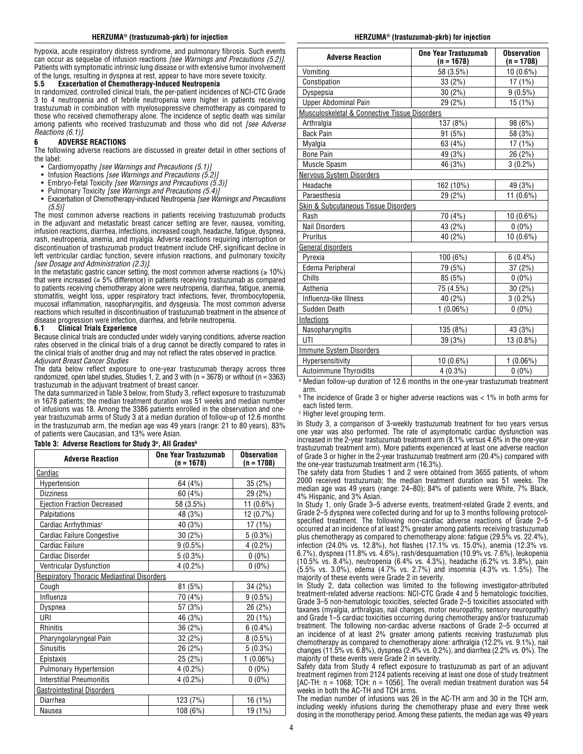hypoxia, acute respiratory distress syndrome, and pulmonary fibrosis. Such events can occur as sequelae of infusion reactions *[see Warnings and Precautions (5.2)]*. Patients with symptomatic intrinsic lung disease or with extensive tumor involvement of the lungs, resulting in dyspnea at rest, appear to have more severe toxicity.

### 5.5 Exacerbation of Chemotherapy-Induced Neutropenia

In randomized, controlled clinical trials, the per-patient incidences of NCI-CTC Grade 3 to 4 neutropenia and of febrile neutropenia were higher in patients receiving trastuzumab in combination with myelosuppressive chemotherapy as compared to those who received chemotherapy alone. The incidence of septic death was similar among patients who received trastuzumab and those who did not *[see Adverse Reactions (6.1)]*.

## 6 ADVERSE REACTIONS

The following adverse reactions are discussed in greater detail in other sections of the label:

- Cardiomyopathy *[see Warnings and Precautions (5.1)]*
- Infusion Reactions *[see Warnings and Precautions (5.2)]*
- Embryo-Fetal Toxicity *[see Warnings and Precautions (5.3)]*
- Pulmonary Toxicity *[see Warnings and Precautions (5.4)]*
- Exacerbation of Chemotherapy-induced Neutropenia *[see Warnings and Precautions (5.5)]*

The most common adverse reactions in patients receiving trastuzumab products in the adjuvant and metastatic breast cancer setting are fever, nausea, vomiting, infusion reactions, diarrhea, infections, increased cough, headache, fatigue, dyspnea, rash, neutropenia, anemia, and myalgia. Adverse reactions requiring interruption or discontinuation of trastuzumab product treatment include CHF, significant decline in left ventricular cardiac function, severe infusion reactions, and pulmonary toxicity *[see Dosage and Administration (2.3)]*.

In the metastatic gastric cancer setting, the most common adverse reactions (≥ 10%) that were increased (≥ 5% difference) in patients receiving trastuzumab as compared to patients receiving chemotherapy alone were neutropenia, diarrhea, fatigue, anemia, stomatitis, weight loss, upper respiratory tract infections, fever, thrombocytopenia, mucosal inflammation, nasopharyngitis, and dysgeusia. The most common adverse reactions which resulted in discontinuation of trastuzumab treatment in the absence of disease progression were infection, diarrhea, and febrile neutropenia.

### 6.1 Clinical Trials Experience

Because clinical trials are conducted under widely varying conditions, adverse reaction rates observed in the clinical trials of a drug cannot be directly compared to rates in the clinical trials of another drug and may not reflect the rates observed in practice.

*Adjuvant Breast Cancer Studies*

The data below reflect exposure to one-year trastuzumab therapy across three randomized, open label studies, Studies 1, 2, and 3 with (n = 3678) or without (n = 3363) trastuzumab in the adjuvant treatment of breast cancer.

The data summarized in Table 3 below, from Study 3, reflect exposure to trastuzumab in 1678 patients; the median treatment duration was 51 weeks and median number of infusions was 18. Among the 3386 patients enrolled in the observation and one-year trastuzumab arms of Study 3 at a median duration of follow-up of 12.6 months in the trastuzumab arm, the median age was 49 years (range: 21 to 80 years), 83% of patients were Caucasian, and 13% were Asian.

**Table 3: Adverse Reactions for Study 3[a], All Grades[b]**

| Adverse Reaction | One Year Trastuzumab (n = 1678) | Observation (n = 1708) |
|---|---|---|
| Cardiac | | |
| Hypertension | 64 (4%) | 35 (2%) |
| Dizziness | 60 (4%) | 29 (2%) |
| Ejection Fraction Decreased | 58 (3.5%) | 11 (0.6%) |
| Palpitations | 48 (3%) | 12 (0.7%) |
| Cardiac Arrhythmias[c] | 40 (3%) | 17 (1%) |
| Cardiac Failure Congestive | 30 (2%) | 5 (0.3%) |
| Cardiac Failure | 9 (0.5%) | 4 (0.2%) |
| Cardiac Disorder | 5 (0.3%) | 0 (0%) |
| Ventricular Dysfunction | 4 (0.2%) | 0 (0%) |
| Respiratory Thoracic Mediastinal Disorders | | |
| Cough | 81 (5%) | 34 (2%) |
| Influenza | 70 (4%) | 9 (0.5%) |
| Dyspnea | 57 (3%) | 26 (2%) |
| URI | 46 (3%) | 20 (1%) |
| Rhinitis | 36 (2%) | 6 (0.4%) |
| Pharyngolaryngeal Pain | 32 (2%) | 8 (0.5%) |
| Sinusitis | 26 (2%) | 5 (0.3%) |
| Epistaxis | 25 (2%) | 1 (0.06%) |
| Pulmonary Hypertension | 4 (0.2%) | 0 (0%) |
| Interstitial Pneumonitis | 4 (0.2%) | 0 (0%) |
| Gastrointestinal Disorders | | |
| Diarrhea | 123 (7%) | 16 (1%) |
| Nausea | 108 (6%) | 19 (1%) |
| Vomiting | 58 (3.5%) | 10 (0.6%) |
| Constipation | 33 (2%) | 17 (1%) |
| Dyspepsia | 30 (2%) | 9 (0.5%) |
| Upper Abdominal Pain | 29 (2%) | 15 (1%) |
| Musculoskeletal & Connective Tissue Disorders | | |
| Arthralgia | 137 (8%) | 98 (6%) |
| Back Pain | 91 (5%) | 58 (3%) |
| Myalgia | 63 (4%) | 17 (1%) |
| Bone Pain | 49 (3%) | 26 (2%) |
| Muscle Spasm | 46 (3%) | 3 (0.2%) |
| Nervous System Disorders | | |
| Headache | 162 (10%) | 49 (3%) |
| Paraesthesia | 29 (2%) | 11 (0.6%) |
| Skin & Subcutaneous Tissue Disorders | | |
| Rash | 70 (4%) | 10 (0.6%) |
| Nail Disorders | 43 (2%) | 0 (0%) |
| Pruritus | 40 (2%) | 10 (0.6%) |
| General disorders | | |
| Pyrexia | 100 (6%) | 6 (0.4%) |
| Edema Peripheral | 79 (5%) | 37 (2%) |
| Chills | 85 (5%) | 0 (0%) |
| Asthenia | 75 (4.5%) | 30 (2%) |
| Influenza-like Illness | 40 (2%) | 3 (0.2%) |
| Sudden Death | 1 (0.06%) | 0 (0%) |
| Infections | | |
| Nasopharyngitis | 135 (8%) | 43 (3%) |
| UTI | 39 (3%) | 13 (0.8%) |
| Immune System Disorders | | |
| Hypersensitivity | 10 (0.6%) | 1 (0.06%) |
| Autoimmune Thyroiditis | 4 (0.3%) | 0 (0%) |

[a] Median follow-up duration of 12.6 months in the one-year trastuzumab treatment arm.

[b] The incidence of Grade 3 or higher adverse reactions was < 1% in both arms for each listed term.

[c] Higher level grouping term.

In Study 3, a comparison of 3-weekly trastuzumab treatment for two years versus one year was also performed. The rate of asymptomatic cardiac dysfunction was increased in the 2-year trastuzumab treatment arm (8.1% versus 4.6% in the one-year trastuzumab treatment arm). More patients experienced at least one adverse reaction of Grade 3 or higher in the 2-year trastuzumab treatment arm (20.4%) compared with the one-year trastuzumab treatment arm (16.3%).

The safety data from Studies 1 and 2 were obtained from 3655 patients, of whom 2000 received trastuzumab; the median treatment duration was 51 weeks. The median age was 49 years (range: 24–80); 84% of patients were White, 7% Black, 4% Hispanic, and 3% Asian.

In Study 1, only Grade 3–5 adverse events, treatment-related Grade 2 events, and Grade 2–5 dyspnea were collected during and for up to 3 months following protocol-specified treatment. The following non-cardiac adverse reactions of Grade 2–5 occurred at an incidence of at least 2% greater among patients receiving trastuzumab plus chemotherapy as compared to chemotherapy alone: fatigue (29.5% vs. 22.4%), infection (24.0% vs. 12.8%), hot flashes (17.1% vs. 15.0%), anemia (12.3% vs. 6.7%), dyspnea (11.8% vs. 4.6%), rash/desquamation (10.9% vs. 7.6%), leukopenia (10.5% vs. 8.4%), neutropenia (6.4% vs. 4.3%), headache (6.2% vs. 3.8%), pain (5.5% vs. 3.0%), edema (4.7% vs. 2.7%) and insomnia (4.3% vs. 1.5%). The majority of these events were Grade 2 in severity.

In Study 2, data collection was limited to the following investigator-attributed treatment-related adverse reactions: NCI-CTC Grade 4 and 5 hematologic toxicities, Grade 3–5 non-hematologic toxicities, selected Grade 2–5 toxicities associated with taxanes (myalgia, arthralgias, nail changes, motor neuropathy, sensory neuropathy) and Grade 1–5 cardiac toxicities occurring during chemotherapy and/or trastuzumab treatment. The following non-cardiac adverse reactions of Grade 2–5 occurred at an incidence of at least 2% greater among patients receiving trastuzumab plus chemotherapy as compared to chemotherapy alone: arthralgia (12.2% vs. 9.1%), nail changes (11.5% vs. 6.8%), dyspnea (2.4% vs. 0.2%), and diarrhea (2.2% vs. 0%). The majority of these events were Grade 2 in severity.

Safety data from Study 4 reflect exposure to trastuzumab as part of an adjuvant treatment regimen from 2124 patients receiving at least one dose of study treatment [AC-TH: n = 1068; TCH: n = 1056]. The overall median treatment duration was 54 weeks in both the AC-TH and TCH arms.

The median number of infusions was 26 in the AC-TH arm and 30 in the TCH arm, including weekly infusions during the chemotherapy phase and every three week dosing in the monotherapy period. Among these patients, the median age was 49 years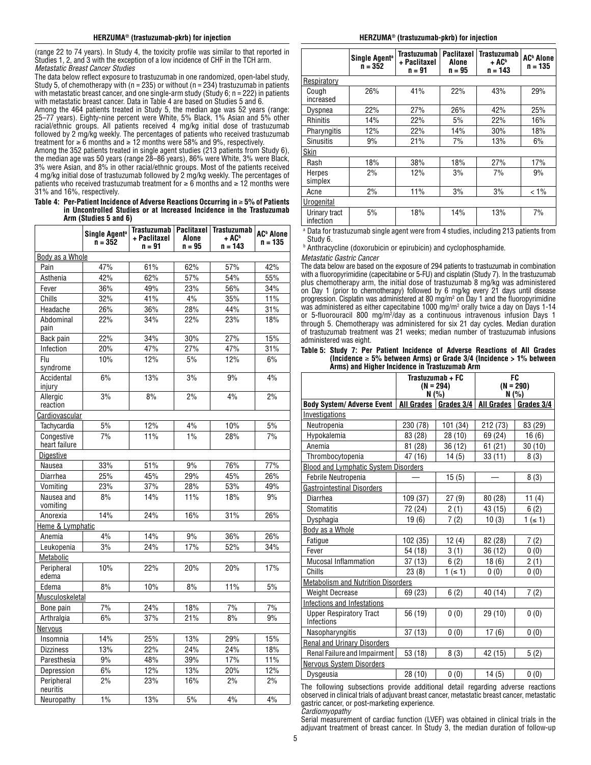(range 22 to 74 years). In Study 4, the toxicity profile was similar to that reported in Studies 1, 2, and 3 with the exception of a low incidence of CHF in the TCH arm.

*Metastatic Breast Cancer Studies*

The data below reflect exposure to trastuzumab in one randomized, open-label study, Study 5, of chemotherapy with (n = 235) or without (n = 234) trastuzumab in patients with metastatic breast cancer, and one single-arm study (Study 6; n = 222) in patients with metastatic breast cancer. Data in Table 4 are based on Studies 5 and 6.

Among the 464 patients treated in Study 5, the median age was 52 years (range: 25–77 years). Eighty-nine percent were White, 5% Black, 1% Asian and 5% other racial/ethnic groups. All patients received 4 mg/kg initial dose of trastuzumab followed by 2 mg/kg weekly. The percentages of patients who received trastuzumab treatment for ≥ 6 months and ≥ 12 months were 58% and 9%, respectively.

Among the 352 patients treated in single agent studies (213 patients from Study 6), the median age was 50 years (range 28–86 years), 86% were White, 3% were Black, 3% were Asian, and 8% in other racial/ethnic groups. Most of the patients received 4 mg/kg initial dose of trastuzumab followed by 2 mg/kg weekly. The percentages of patients who received trastuzumab treatment for ≥ 6 months and ≥ 12 months were 31% and 16%, respectively.

**Table 4: Per-Patient Incidence of Adverse Reactions Occurring in ≥ 5% of Patients in Uncontrolled Studies or at Increased Incidence in the Trastuzumab Arm (Studies 5 and 6)**

| | Single Agent[a] n = 352 | Trastuzumab + Paclitaxel n = 91 | Paclitaxel Alone n = 95 | Trastuzumab + AC[b] n = 143 | AC[b] Alone n = 135 |
|---|---|---|---|---|---|
| Body as a Whole | | | | | |
| Pain | 47% | 61% | 62% | 57% | 42% |
| Asthenia | 42% | 62% | 57% | 54% | 55% |
| Fever | 36% | 49% | 23% | 56% | 34% |
| Chills | 32% | 41% | 4% | 35% | 11% |
| Headache | 26% | 36% | 28% | 44% | 31% |
| Abdominal pain | 22% | 34% | 22% | 23% | 18% |
| Back pain | 22% | 34% | 30% | 27% | 15% |
| Infection | 20% | 47% | 27% | 47% | 31% |
| Flu syndrome | 10% | 12% | 5% | 12% | 6% |
| Accidental injury | 6% | 13% | 3% | 9% | 4% |
| Allergic reaction | 3% | 8% | 2% | 4% | 2% |
| Cardiovascular | | | | | |
| Tachycardia | 5% | 12% | 4% | 10% | 5% |
| Congestive heart failure | 7% | 11% | 1% | 28% | 7% |
| Digestive | | | | | |
| Nausea | 33% | 51% | 9% | 76% | 77% |
| Diarrhea | 25% | 45% | 29% | 45% | 26% |
| Vomiting | 23% | 37% | 28% | 53% | 49% |
| Nausea and vomiting | 8% | 14% | 11% | 18% | 9% |
| Anorexia | 14% | 24% | 16% | 31% | 26% |
| Heme & Lymphatic | | | | | |
| Anemia | 4% | 14% | 9% | 36% | 26% |
| Leukopenia | 3% | 24% | 17% | 52% | 34% |
| Metabolic | | | | | |
| Peripheral edema | 10% | 22% | 20% | 20% | 17% |
| Edema | 8% | 10% | 8% | 11% | 5% |
| Musculoskeletal | | | | | |
| Bone pain | 7% | 24% | 18% | 7% | 7% |
| Arthralgia | 6% | 37% | 21% | 8% | 9% |
| Nervous | | | | | |
| Insomnia | 14% | 25% | 13% | 29% | 15% |
| Dizziness | 13% | 22% | 24% | 24% | 18% |
| Paresthesia | 9% | 48% | 39% | 17% | 11% |
| Depression | 6% | 12% | 13% | 20% | 12% |
| Peripheral neuritis | 2% | 23% | 16% | 2% | 2% |
| Neuropathy | 1% | 13% | 5% | 4% | 4% |
| Respiratory | | | | | |
| Cough increased | 26% | 41% | 22% | 43% | 29% |
| Dyspnea | 22% | 27% | 26% | 42% | 25% |
| Rhinitis | 14% | 22% | 5% | 22% | 16% |
| Pharyngitis | 12% | 22% | 14% | 30% | 18% |
| Sinusitis | 9% | 21% | 7% | 13% | 6% |
| Skin | | | | | |
| Rash | 18% | 38% | 18% | 27% | 17% |
| Herpes simplex | 2% | 12% | 3% | 7% | 9% |
| Acne | 2% | 11% | 3% | 3% | < 1% |
| Urogenital | | | | | |
| Urinary tract infection | 5% | 18% | 14% | 13% | 7% |

[a] Data for trastuzumab single agent were from 4 studies, including 213 patients from Study 6.

[b] Anthracycline (doxorubicin or epirubicin) and cyclophosphamide.

*Metastatic Gastric Cancer*

The data below are based on the exposure of 294 patients to trastuzumab in combination with a fluoropyrimidine (capecitabine or 5-FU) and cisplatin (Study 7). In the trastuzumab plus chemotherapy arm, the initial dose of trastuzumab 8 mg/kg was administered on Day 1 (prior to chemotherapy) followed by 6 mg/kg every 21 days until disease progression. Cisplatin was administered at 80 mg/m$^2$ on Day 1 and the fluoropyrimidine was administered as either capecitabine 1000 mg/m$^2$ orally twice a day on Days 1-14 or 5-fluorouracil 800 mg/m$^2$/day as a continuous intravenous infusion Days 1 through 5. Chemotherapy was administered for six 21 day cycles. Median duration of trastuzumab treatment was 21 weeks; median number of trastuzumab infusions administered was eight.

**Table 5: Study 7: Per Patient Incidence of Adverse Reactions of All Grades (Incidence ≥ 5% between Arms) or Grade 3/4 (Incidence > 1% between Arms) and Higher Incidence in Trastuzumab Arm**

| | Trastuzumab + FC (N = 294) N (%) | | FC (N = 290) N (%) | |
|---|---|---|---|---|
| Body System/ Adverse Event | All Grades | Grades 3/4 | All Grades | Grades 3/4 |
| Investigations | | | | |
| Neutropenia | 230 (78) | 101 (34) | 212 (73) | 83 (29) |
| Hypokalemia | 83 (28) | 28 (10) | 69 (24) | 16 (6) |
| Anemia | 81 (28) | 36 (12) | 61 (21) | 30 (10) |
| Thrombocytopenia | 47 (16) | 14 (5) | 33 (11) | 8 (3) |
| Blood and Lymphatic System Disorders | | | | |
| Febrile Neutropenia | — | 15 (5) | — | 8 (3) |
| Gastrointestinal Disorders | | | | |
| Diarrhea | 109 (37) | 27 (9) | 80 (28) | 11 (4) |
| Stomatitis | 72 (24) | 2 (1) | 43 (15) | 6 (2) |
| Dysphagia | 19 (6) | 7 (2) | 10 (3) | 1 (≤ 1) |
| Body as a Whole | | | | |
| Fatigue | 102 (35) | 12 (4) | 82 (28) | 7 (2) |
| Fever | 54 (18) | 3 (1) | 36 (12) | 0 (0) |
| Mucosal Inflammation | 37 (13) | 6 (2) | 18 (6) | 2 (1) |
| Chills | 23 (8) | 1 (≤ 1) | 0 (0) | 0 (0) |
| Metabolism and Nutrition Disorders | | | | |
| Weight Decrease | 69 (23) | 6 (2) | 40 (14) | 7 (2) |
| Infections and Infestations | | | | |
| Upper Respiratory Tract Infections | 56 (19) | 0 (0) | 29 (10) | 0 (0) |
| Nasopharyngitis | 37 (13) | 0 (0) | 17 (6) | 0 (0) |
| Renal and Urinary Disorders | | | | |
| Renal Failure and Impairment | 53 (18) | 8 (3) | 42 (15) | 5 (2) |
| Nervous System Disorders | | | | |
| Dysgeusia | 28 (10) | 0 (0) | 14 (5) | 0 (0) |

The following subsections provide additional detail regarding adverse reactions observed in clinical trials of adjuvant breast cancer, metastatic breast cancer, metastatic gastric cancer, or post-marketing experience.

*Cardiomyopathy*

Serial measurement of cardiac function (LVEF) was obtained in clinical trials in the adjuvant treatment of breast cancer. In Study 3, the median duration of follow-up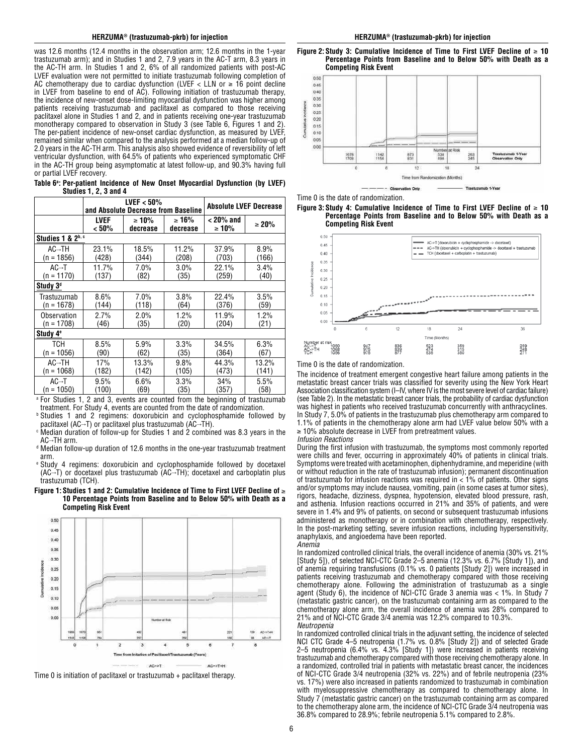was 12.6 months (12.4 months in the observation arm; 12.6 months in the 1-year trastuzumab arm); and in Studies 1 and 2, 7.9 years in the AC-T arm, 8.3 years in the AC-TH arm. In Studies 1 and 2, 6% of all randomized patients with post-AC LVEF evaluation were not permitted to initiate trastuzumab following completion of AC chemotherapy due to cardiac dysfunction (LVEF < LLN or ≥ 16 point decline in LVEF from baseline to end of AC). Following initiation of trastuzumab therapy, the incidence of new-onset dose-limiting myocardial dysfunction was higher among patients receiving trastuzumab and paclitaxel as compared to those receiving paclitaxel alone in Studies 1 and 2, and in patients receiving one-year trastuzumab monotherapy compared to observation in Study 3 (see Table 6, Figures 1 and 2). The per-patient incidence of new-onset cardiac dysfunction, as measured by LVEF, remained similar when compared to the analysis performed at a median follow-up of 2.0 years in the AC-TH arm. This analysis also showed evidence of reversibility of left ventricular dysfunction, with 64.5% of patients who experienced symptomatic CHF in the AC-TH group being asymptomatic at latest follow-up, and 90.3% having full or partial LVEF recovery.

**Table 6[a]: Per-patient Incidence of New Onset Myocardial Dysfunction (by LVEF) Studies 1, 2, 3 and 4**

| | LVEF < 50% and Absolute Decrease from Baseline | | | Absolute LVEF Decrease | |
|---|---|---|---|---|---|
| | LVEF < 50% | ≥ 10% decrease | ≥ 16% decrease | < 20% and ≥ 10% | ≥ 20% |
| **Studies 1 & 2[b, c]** | | | | | |
| AC→TH (n = 1856) | 23.1% (428) | 18.5% (344) | 11.2% (208) | 37.9% (703) | 8.9% (166) |
| AC→T (n = 1170) | 11.7% (137) | 7.0% (82) | 3.0% (35) | 22.1% (259) | 3.4% (40) |
| **Study 3[d]** | | | | | |
| Trastuzumab (n = 1678) | 8.6% (144) | 7.0% (118) | 3.8% (64) | 22.4% (376) | 3.5% (59) |
| Observation (n = 1708) | 2.7% (46) | 2.0% (35) | 1.2% (20) | 11.9% (204) | 1.2% (21) |
| **Study 4[e]** | | | | | |
| TCH (n = 1056) | 8.5% (90) | 5.9% (62) | 3.3% (35) | 34.5% (364) | 6.3% (67) |
| AC→TH (n = 1068) | 17% (182) | 13.3% (142) | 9.8% (105) | 44.3% (473) | 13.2% (141) |
| AC→T (n = 1050) | 9.5% (100) | 6.6% (69) | 3.3% (35) | 34% (357) | 5.5% (58) |

[a] For Studies 1, 2 and 3, events are counted from the beginning of trastuzumab treatment. For Study 4, events are counted from the date of randomization.

[b] Studies 1 and 2 regimens: doxorubicin and cyclophosphamide followed by paclitaxel (AC→T) or paclitaxel plus trastuzumab (AC→TH).

[c] Median duration of follow-up for Studies 1 and 2 combined was 8.3 years in the AC→TH arm.

[d] Median follow-up duration of 12.6 months in the one-year trastuzumab treatment arm.

[e] Study 4 regimens: doxorubicin and cyclophosphamide followed by docetaxel (AC→T) or docetaxel plus trastuzumab (AC→TH); docetaxel and carboplatin plus trastuzumab (TCH).

**Figure 1: Studies 1 and 2: Cumulative Incidence of Time to First LVEF Decline of ≥ 10 Percentage Points from Baseline and to Below 50% with Death as a Competing Risk Event**

Time 0 is initiation of paclitaxel or trastuzumab + paclitaxel therapy.

**Figure 2: Study 3: Cumulative Incidence of Time to First LVEF Decline of ≥ 10 Percentage Points from Baseline and to Below 50% with Death as a Competing Risk Event**

Time 0 is the date of randomization.

**Figure 3: Study 4: Cumulative Incidence of Time to First LVEF Decline of ≥ 10 Percentage Points from Baseline and to Below 50% with Death as a Competing Risk Event**

Time 0 is the date of randomization.

The incidence of treatment emergent congestive heart failure among patients in the metastatic breast cancer trials was classified for severity using the New York Heart Association classification system (I–IV, where IV is the most severe level of cardiac failure) (see Table 2). In the metastatic breast cancer trials, the probability of cardiac dysfunction was highest in patients who received trastuzumab concurrently with anthracyclines. In Study 7, 5.0% of patients in the trastuzumab plus chemotherapy arm compared to 1.1% of patients in the chemotherapy alone arm had LVEF value below 50% with a ≥ 10% absolute decrease in LVEF from pretreatment values.

*Infusion Reactions*

During the first infusion with trastuzumab, the symptoms most commonly reported were chills and fever, occurring in approximately 40% of patients in clinical trials. Symptoms were treated with acetaminophen, diphenhydramine, and meperidine (with or without reduction in the rate of trastuzumab infusion); permanent discontinuation of trastuzumab for infusion reactions was required in < 1% of patients. Other signs and/or symptoms may include nausea, vomiting, pain (in some cases at tumor sites), rigors, headache, dizziness, dyspnea, hypotension, elevated blood pressure, rash, and asthenia. Infusion reactions occurred in 21% and 35% of patients, and were severe in 1.4% and 9% of patients, on second or subsequent trastuzumab infusions administered as monotherapy or in combination with chemotherapy, respectively. In the post-marketing setting, severe infusion reactions, including hypersensitivity, anaphylaxis, and angioedema have been reported.

*Anemia*

In randomized controlled clinical trials, the overall incidence of anemia (30% vs. 21% [Study 5]), of selected NCI-CTC Grade 2–5 anemia (12.3% vs. 6.7% [Study 1]), and of anemia requiring transfusions (0.1% vs. 0 patients [Study 2]) were increased in patients receiving trastuzumab and chemotherapy compared with those receiving chemotherapy alone. Following the administration of trastuzumab as a single agent (Study 6), the incidence of NCI-CTC Grade 3 anemia was < 1%. In Study 7 (metastatic gastric cancer), on the trastuzumab containing arm as compared to the chemotherapy alone arm, the overall incidence of anemia was 28% compared to 21% and of NCI-CTC Grade 3/4 anemia was 12.2% compared to 10.3%.

*Neutropenia*

In randomized controlled clinical trials in the adjuvant setting, the incidence of selected NCI CTC Grade 4–5 neutropenia (1.7% vs. 0.8% [Study 2]) and of selected Grade 2–5 neutropenia (6.4% vs. 4.3% [Study 1]) were increased in patients receiving trastuzumab and chemotherapy compared with those receiving chemotherapy alone. In a randomized, controlled trial in patients with metastatic breast cancer, the incidences of NCI-CTC Grade 3/4 neutropenia (32% vs. 22%) and of febrile neutropenia (23% vs. 17%) were also increased in patients randomized to trastuzumab in combination with myelosuppressive chemotherapy as compared to chemotherapy alone. In Study 7 (metastatic gastric cancer) on the trastuzumab containing arm as compared to the chemotherapy alone arm, the incidence of NCI-CTC Grade 3/4 neutropenia was 36.8% compared to 28.9%; febrile neutropenia 5.1% compared to 2.8%.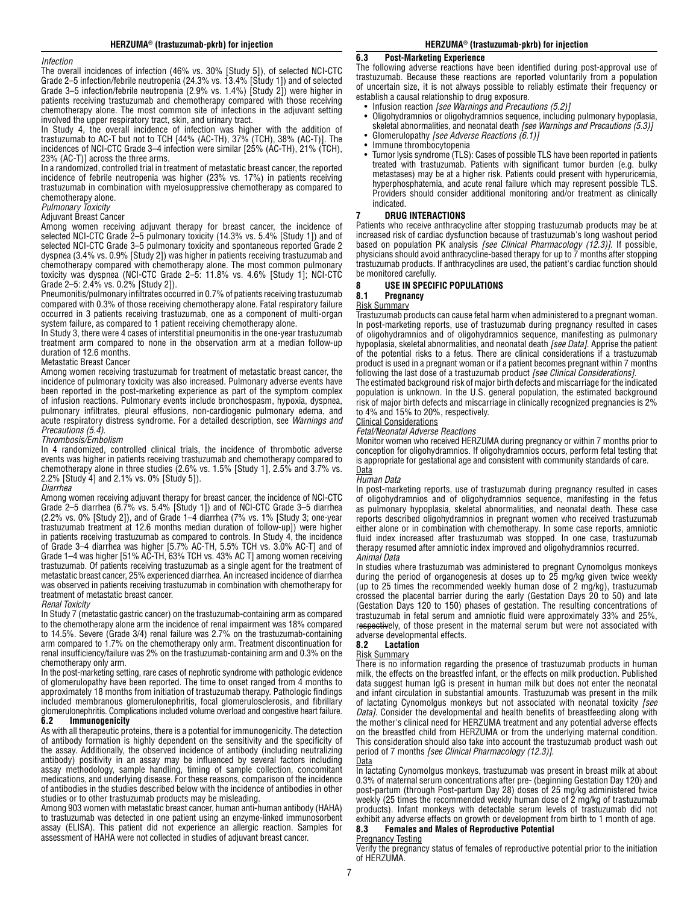*Infection*

The overall incidences of infection (46% vs. 30% [Study 5]), of selected NCI-CTC Grade 2–5 infection/febrile neutropenia (24.3% vs. 13.4% [Study 1]) and of selected Grade 3–5 infection/febrile neutropenia (2.9% vs. 1.4%) [Study 2]) were higher in patients receiving trastuzumab and chemotherapy compared with those receiving chemotherapy alone. The most common site of infections in the adjuvant setting involved the upper respiratory tract, skin, and urinary tract.

In Study 4, the overall incidence of infection was higher with the addition of trastuzumab to AC-T but not to TCH [44% (AC-TH), 37% (TCH), 38% (AC-T)]. The incidences of NCI-CTC Grade 3–4 infection were similar [25% (AC-TH), 21% (TCH), 23% (AC-T)] across the three arms.

In a randomized, controlled trial in treatment of metastatic breast cancer, the reported incidence of febrile neutropenia was higher (23% vs. 17%) in patients receiving trastuzumab in combination with myelosuppressive chemotherapy as compared to chemotherapy alone.

*Pulmonary Toxicity*

Adjuvant Breast Cancer

Among women receiving adjuvant therapy for breast cancer, the incidence of selected NCI-CTC Grade 2–5 pulmonary toxicity (14.3% vs. 5.4% [Study 1]) and of selected NCI-CTC Grade 3–5 pulmonary toxicity and spontaneous reported Grade 2 dyspnea (3.4% vs. 0.9% [Study 2]) was higher in patients receiving trastuzumab and chemotherapy compared with chemotherapy alone. The most common pulmonary toxicity was dyspnea (NCI-CTC Grade 2–5: 11.8% vs. 4.6% [Study 1]; NCI-CTC Grade 2–5: 2.4% vs. 0.2% [Study 2]).

Pneumonitis/pulmonary infiltrates occurred in 0.7% of patients receiving trastuzumab compared with 0.3% of those receiving chemotherapy alone. Fatal respiratory failure occurred in 3 patients receiving trastuzumab, one as a component of multi-organ system failure, as compared to 1 patient receiving chemotherapy alone.

In Study 3, there were 4 cases of interstitial pneumonitis in the one-year trastuzumab treatment arm compared to none in the observation arm at a median follow-up duration of 12.6 months.

Metastatic Breast Cancer

Among women receiving trastuzumab for treatment of metastatic breast cancer, the incidence of pulmonary toxicity was also increased. Pulmonary adverse events have been reported in the post-marketing experience as part of the symptom complex of infusion reactions. Pulmonary events include bronchospasm, hypoxia, dyspnea, pulmonary infiltrates, pleural effusions, non-cardiogenic pulmonary edema, and acute respiratory distress syndrome. For a detailed description, see *Warnings and Precautions (5.4)*.

*Thrombosis/Embolism*

In 4 randomized, controlled clinical trials, the incidence of thrombotic adverse events was higher in patients receiving trastuzumab and chemotherapy compared to chemotherapy alone in three studies (2.6% vs. 1.5% [Study 1], 2.5% and 3.7% vs. 2.2% [Study 4] and 2.1% vs. 0% [Study 5]).

*Diarrhea*

Among women receiving adjuvant therapy for breast cancer, the incidence of NCI-CTC Grade 2–5 diarrhea (6.7% vs. 5.4% [Study 1]) and of NCI-CTC Grade 3–5 diarrhea (2.2% vs. 0% [Study 2]), and of Grade 1–4 diarrhea (7% vs. 1% [Study 3; one-year trastuzumab treatment at 12.6 months median duration of follow-up]) were higher in patients receiving trastuzumab as compared to controls. In Study 4, the incidence of Grade 3–4 diarrhea was higher [5.7% AC-TH, 5.5% TCH vs. 3.0% AC-T] and of Grade 1–4 was higher [51% AC-TH, 63% TCH vs. 43% AC T] among women receiving trastuzumab. Of patients receiving trastuzumab as a single agent for the treatment of metastatic breast cancer, 25% experienced diarrhea. An increased incidence of diarrhea was observed in patients receiving trastuzumab in combination with chemotherapy for treatment of metastatic breast cancer.

*Renal Toxicity*

In Study 7 (metastatic gastric cancer) on the trastuzumab-containing arm as compared to the chemotherapy alone arm the incidence of renal impairment was 18% compared to 14.5%. Severe (Grade 3/4) renal failure was 2.7% on the trastuzumab-containing arm compared to 1.7% on the chemotherapy only arm. Treatment discontinuation for renal insufficiency/failure was 2% on the trastuzumab-containing arm and 0.3% on the chemotherapy only arm.

In the post-marketing setting, rare cases of nephrotic syndrome with pathologic evidence of glomerulopathy have been reported. The time to onset ranged from 4 months to approximately 18 months from initiation of trastuzumab therapy. Pathologic findings included membranous glomerulonephritis, focal glomerulosclerosis, and fibrillary glomerulonephritis. Complications included volume overload and congestive heart failure.

### 6.2 Immunogenicity

As with all therapeutic proteins, there is a potential for immunogenicity. The detection of antibody formation is highly dependent on the sensitivity and the specificity of the assay. Additionally, the observed incidence of antibody (including neutralizing antibody) positivity in an assay may be influenced by several factors including assay methodology, sample handling, timing of sample collection, concomitant medications, and underlying disease. For these reasons, comparison of the incidence of antibodies in the studies described below with the incidence of antibodies in other studies or to other trastuzumab products may be misleading.

Among 903 women with metastatic breast cancer, human anti-human antibody (HAHA) to trastuzumab was detected in one patient using an enzyme-linked immunosorbent assay (ELISA). This patient did not experience an allergic reaction. Samples for assessment of HAHA were not collected in studies of adjuvant breast cancer.

### 6.3 Post-Marketing Experience

The following adverse reactions have been identified during post-approval use of trastuzumab. Because these reactions are reported voluntarily from a population of uncertain size, it is not always possible to reliably estimate their frequency or establish a causal relationship to drug exposure.

- Infusion reaction *[see Warnings and Precautions (5.2)]*
- Oligohydramnios or oligohydramnios sequence, including pulmonary hypoplasia, skeletal abnormalities, and neonatal death *[see Warnings and Precautions (5.3)]*
- Glomerulopathy *[see Adverse Reactions (6.1)]*
- Immune thrombocytopenia
- Tumor lysis syndrome (TLS): Cases of possible TLS have been reported in patients treated with trastuzumab. Patients with significant tumor burden (e.g. bulky metastases) may be at a higher risk. Patients could present with hyperuricemia, hyperphosphatemia, and acute renal failure which may represent possible TLS. Providers should consider additional monitoring and/or treatment as clinically indicated.

## 7 DRUG INTERACTIONS

Patients who receive anthracycline after stopping trastuzumab products may be at increased risk of cardiac dysfunction because of trastuzumab's long washout period based on population PK analysis *[see Clinical Pharmacology (12.3)]*. If possible, physicians should avoid anthracycline-based therapy for up to 7 months after stopping trastuzumab products. If anthracyclines are used, the patient's cardiac function should be monitored carefully.

## 8 USE IN SPECIFIC POPULATIONS

### 8.1 Pregnancy

Risk Summary

Trastuzumab products can cause fetal harm when administered to a pregnant woman. In post-marketing reports, use of trastuzumab during pregnancy resulted in cases of oligohydramnios and of oligohydramnios sequence, manifesting as pulmonary hypoplasia, skeletal abnormalities, and neonatal death *[see Data]*. Apprise the patient of the potential risks to a fetus. There are clinical considerations if a trastuzumab product is used in a pregnant woman or if a patient becomes pregnant within 7 months following the last dose of a trastuzumab product *[see Clinical Considerations]*.

The estimated background risk of major birth defects and miscarriage for the indicated population is unknown. In the U.S. general population, the estimated background risk of major birth defects and miscarriage in clinically recognized pregnancies is 2% to 4% and 15% to 20%, respectively.

Clinical Considerations

*Fetal/Neonatal Adverse Reactions*

Monitor women who received HERZUMA during pregnancy or within 7 months prior to conception for oligohydramnios. If oligohydramnios occurs, perform fetal testing that is appropriate for gestational age and consistent with community standards of care.

Data

*Human Data*

In post-marketing reports, use of trastuzumab during pregnancy resulted in cases of oligohydramnios and of oligohydramnios sequence, manifesting in the fetus as pulmonary hypoplasia, skeletal abnormalities, and neonatal death. These case reports described oligohydramnios in pregnant women who received trastuzumab either alone or in combination with chemotherapy. In some case reports, amniotic fluid index increased after trastuzumab was stopped. In one case, trastuzumab therapy resumed after amniotic index improved and oligohydramnios recurred.

*Animal Data*

In studies where trastuzumab was administered to pregnant Cynomolgus monkeys during the period of organogenesis at doses up to 25 mg/kg given twice weekly (up to 25 times the recommended weekly human dose of 2 mg/kg), trastuzumab crossed the placental barrier during the early (Gestation Days 20 to 50) and late (Gestation Days 120 to 150) phases of gestation. The resulting concentrations of trastuzumab in fetal serum and amniotic fluid were approximately 33% and 25%, respectively, of those present in the maternal serum but were not associated with adverse developmental effects.

### 8.2 Lactation

Risk Summary

There is no information regarding the presence of trastuzumab products in human milk, the effects on the breastfed infant, or the effects on milk production. Published data suggest human IgG is present in human milk but does not enter the neonatal and infant circulation in substantial amounts. Trastuzumab was present in the milk of lactating Cynomolgus monkeys but not associated with neonatal toxicity *[see Data]*. Consider the developmental and health benefits of breastfeeding along with the mother's clinical need for HERZUMA treatment and any potential adverse effects on the breastfed child from HERZUMA or from the underlying maternal condition. This consideration should also take into account the trastuzumab product wash out period of 7 months *[see Clinical Pharmacology (12.3)]*.

Data

In lactating Cynomolgus monkeys, trastuzumab was present in breast milk at about 0.3% of maternal serum concentrations after pre- (beginning Gestation Day 120) and post-partum (through Post-partum Day 28) doses of 25 mg/kg administered twice weekly (25 times the recommended weekly human dose of 2 mg/kg of trastuzumab products). Infant monkeys with detectable serum levels of trastuzumab did not exhibit any adverse effects on growth or development from birth to 1 month of age.

### 8.3 Females and Males of Reproductive Potential

Pregnancy Testing

Verify the pregnancy status of females of reproductive potential prior to the initiation of HERZUMA.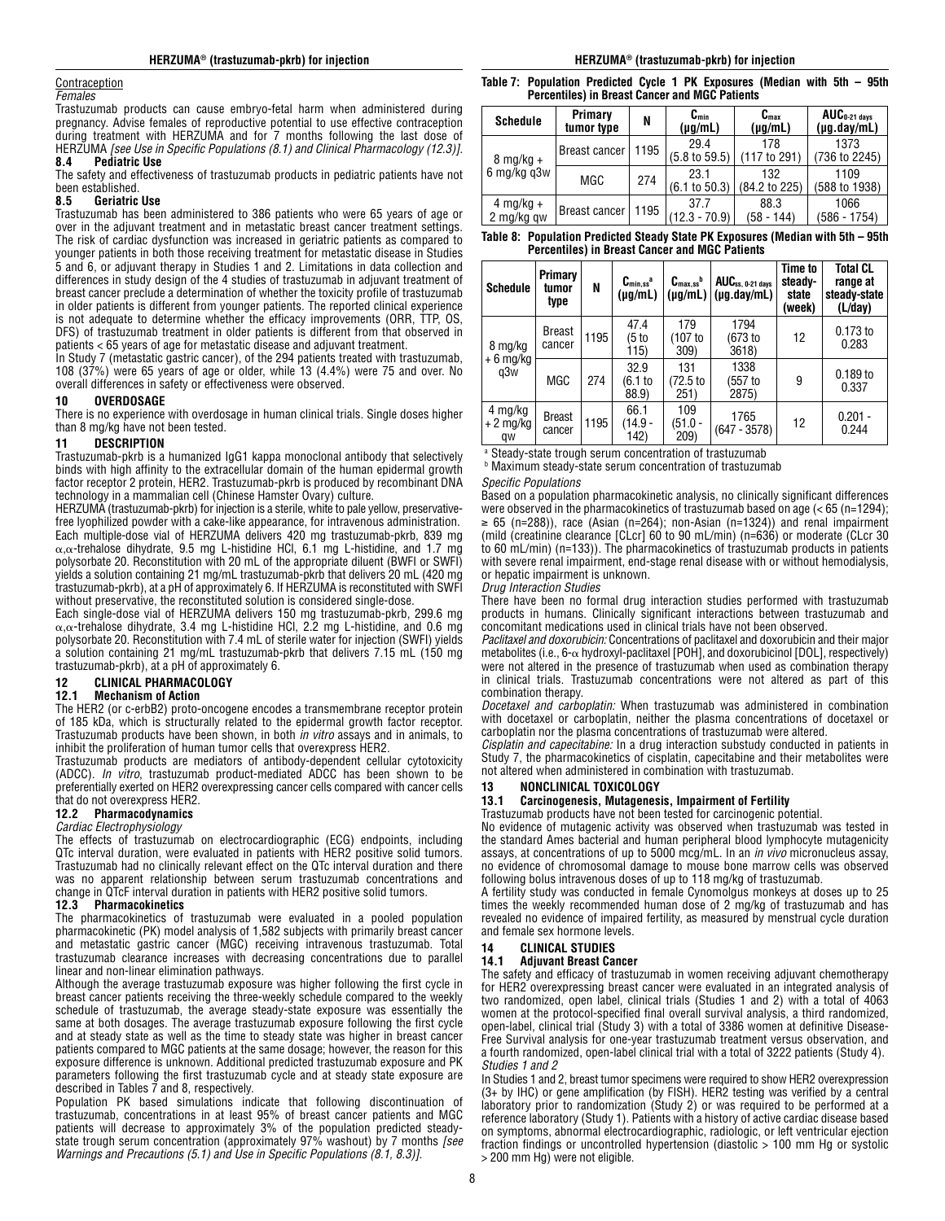Contraception

*Females*

Trastuzumab products can cause embryo-fetal harm when administered during pregnancy. Advise females of reproductive potential to use effective contraception during treatment with HERZUMA and for 7 months following the last dose of HERZUMA *[see Use in Specific Populations (8.1) and Clinical Pharmacology (12.3)]*.

### 8.4 Pediatric Use

The safety and effectiveness of trastuzumab products in pediatric patients have not been established.

### 8.5 Geriatric Use

Trastuzumab has been administered to 386 patients who were 65 years of age or over in the adjuvant treatment and in metastatic breast cancer treatment settings. The risk of cardiac dysfunction was increased in geriatric patients as compared to younger patients in both those receiving treatment for metastatic disease in Studies 5 and 6, or adjuvant therapy in Studies 1 and 2. Limitations in data collection and differences in study design of the 4 studies of trastuzumab in adjuvant treatment of breast cancer preclude a determination of whether the toxicity profile of trastuzumab in older patients is different from younger patients. The reported clinical experience is not adequate to determine whether the efficacy improvements (ORR, TTP, OS, DFS) of trastuzumab treatment in older patients is different from that observed in patients < 65 years of age for metastatic disease and adjuvant treatment.

In Study 7 (metastatic gastric cancer), of the 294 patients treated with trastuzumab, 108 (37%) were 65 years of age or older, while 13 (4.4%) were 75 and over. No overall differences in safety or effectiveness were observed.

## 10 OVERDOSAGE

There is no experience with overdosage in human clinical trials. Single doses higher than 8 mg/kg have not been tested.

## 11 DESCRIPTION

Trastuzumab-pkrb is a humanized IgG1 kappa monoclonal antibody that selectively binds with high affinity to the extracellular domain of the human epidermal growth factor receptor 2 protein, HER2. Trastuzumab-pkrb is produced by recombinant DNA technology in a mammalian cell (Chinese Hamster Ovary) culture.

HERZUMA (trastuzumab-pkrb) for injection is a sterile, white to pale yellow, preservative-free lyophilized powder with a cake-like appearance, for intravenous administration. Each multiple-dose vial of HERZUMA delivers 420 mg trastuzumab-pkrb, 839 mg $\alpha,\alpha$-trehalose dihydrate, 9.5 mg L-histidine HCl, 6.1 mg L-histidine, and 1.7 mg polysorbate 20. Reconstitution with 20 mL of the appropriate diluent (BWFI or SWFI) yields a solution containing 21 mg/mL trastuzumab-pkrb that delivers 20 mL (420 mg trastuzumab-pkrb), at a pH of approximately 6. If HERZUMA is reconstituted with SWFI without preservative, the reconstituted solution is considered single-dose.

Each single-dose vial of HERZUMA delivers 150 mg trastuzumab-pkrb, 299.6 mg $\alpha,\alpha$-trehalose dihydrate, 3.4 mg L-histidine HCl, 2.2 mg L-histidine, and 0.6 mg polysorbate 20. Reconstitution with 7.4 mL of sterile water for injection (SWFI) yields a solution containing 21 mg/mL trastuzumab-pkrb that delivers 7.15 mL (150 mg trastuzumab-pkrb), at a pH of approximately 6.

## 12 CLINICAL PHARMACOLOGY

### 12.1 Mechanism of Action

The HER2 (or c-erbB2) proto-oncogene encodes a transmembrane receptor protein of 185 kDa, which is structurally related to the epidermal growth factor receptor. Trastuzumab products have been shown, in both *in vitro* assays and in animals, to inhibit the proliferation of human tumor cells that overexpress HER2.

Trastuzumab products are mediators of antibody-dependent cellular cytotoxicity (ADCC). *In vitro*, trastuzumab product-mediated ADCC has been shown to be preferentially exerted on HER2 overexpressing cancer cells compared with cancer cells that do not overexpress HER2.

### 12.2 Pharmacodynamics

*Cardiac Electrophysiology*

The effects of trastuzumab on electrocardiographic (ECG) endpoints, including QTc interval duration, were evaluated in patients with HER2 positive solid tumors. Trastuzumab had no clinically relevant effect on the QTc interval duration and there was no apparent relationship between serum trastuzumab concentrations and change in QTcF interval duration in patients with HER2 positive solid tumors.

### 12.3 Pharmacokinetics

The pharmacokinetics of trastuzumab were evaluated in a pooled population pharmacokinetic (PK) model analysis of 1,582 subjects with primarily breast cancer and metastatic gastric cancer (MGC) receiving intravenous trastuzumab. Total trastuzumab clearance increases with decreasing concentrations due to parallel linear and non-linear elimination pathways.

Although the average trastuzumab exposure was higher following the first cycle in breast cancer patients receiving the three-weekly schedule compared to the weekly schedule of trastuzumab, the average steady-state exposure was essentially the same at both dosages. The average trastuzumab exposure following the first cycle and at steady state as well as the time to steady state was higher in breast cancer patients compared to MGC patients at the same dosage; however, the reason for this exposure difference is unknown. Additional predicted trastuzumab exposure and PK parameters following the first trastuzumab cycle and at steady state exposure are described in Tables 7 and 8, respectively.

Population PK based simulations indicate that following discontinuation of trastuzumab, concentrations in at least 95% of breast cancer patients and MGC patients will decrease to approximately 3% of the population predicted steady-state trough serum concentration (approximately 97% washout) by 7 months *[see Warnings and Precautions (5.1) and Use in Specific Populations (8.1, 8.3)]*.

**Table 7: Population Predicted Cycle 1 PK Exposures (Median with 5th – 95th Percentiles) in Breast Cancer and MGC Patients**

| Schedule | Primary tumor type | N | $C_{min}$ (µg/mL) | $C_{max}$ (µg/mL) | $AUC_{0\text{-}21\ days}$ (µg.day/mL) |
|---|---|---|---|---|---|
| 8 mg/kg + 6 mg/kg q3w | Breast cancer | 1195 | 29.4 (5.8 to 59.5) | 178 (117 to 291) | 1373 (736 to 2245) |
| | MGC | 274 | 23.1 (6.1 to 50.3) | 132 (84.2 to 225) | 1109 (588 to 1938) |
| 4 mg/kg + 2 mg/kg qw | Breast cancer | 1195 | 37.7 (12.3 - 70.9) | 88.3 (58 - 144) | 1066 (586 - 1754) |

**Table 8: Population Predicted Steady State PK Exposures (Median with 5th – 95th Percentiles) in Breast Cancer and MGC Patients**

| Schedule | Primary tumor type | N | $C_{min,ss}$[a] (µg/mL) | $C_{max,ss}$[b] (µg/mL) | $AUC_{ss,\ 0\text{-}21\ days}$ (µg.day/mL) | Time to steady-state (week) | Total CL range at steady-state (L/day) |
|---|---|---|---|---|---|---|---|
| 8 mg/kg + 6 mg/kg q3w | Breast cancer | 1195 | 47.4 (5 to 115) | 179 (107 to 309) | 1794 (673 to 3618) | 12 | 0.173 to 0.283 |
| | MGC | 274 | 32.9 (6.1 to 88.9) | 131 (72.5 to 251) | 1338 (557 to 2875) | 9 | 0.189 to 0.337 |
| 4 mg/kg + 2 mg/kg qw | Breast cancer | 1195 | 66.1 (14.9 - 142) | 109 (51.0 - 209) | 1765 (647 - 3578) | 12 | 0.201 - 0.244 |

[a] Steady-state trough serum concentration of trastuzumab

[b] Maximum steady-state serum concentration of trastuzumab

*Specific Populations*

Based on a population pharmacokinetic analysis, no clinically significant differences were observed in the pharmacokinetics of trastuzumab based on age (< 65 (n=1294); ≥ 65 (n=288)), race (Asian (n=264); non-Asian (n=1324)) and renal impairment (mild (creatinine clearance [CLcr] 60 to 90 mL/min) (n=636) or moderate (CLcr 30 to 60 mL/min) (n=133)). The pharmacokinetics of trastuzumab products in patients with severe renal impairment, end-stage renal disease with or without hemodialysis, or hepatic impairment is unknown.

*Drug Interaction Studies*

There have been no formal drug interaction studies performed with trastuzumab products in humans. Clinically significant interactions between trastuzumab and concomitant medications used in clinical trials have not been observed.

*Paclitaxel and doxorubicin:* Concentrations of paclitaxel and doxorubicin and their major metabolites (i.e., 6-$\alpha$ hydroxyl-paclitaxel [POH], and doxorubicinol [DOL], respectively) were not altered in the presence of trastuzumab when used as combination therapy in clinical trials. Trastuzumab concentrations were not altered as part of this combination therapy.

*Docetaxel and carboplatin:* When trastuzumab was administered in combination with docetaxel or carboplatin, neither the plasma concentrations of docetaxel or carboplatin nor the plasma concentrations of trastuzumab were altered.

*Cisplatin and capecitabine:* In a drug interaction substudy conducted in patients in Study 7, the pharmacokinetics of cisplatin, capecitabine and their metabolites were not altered when administered in combination with trastuzumab.

## 13 NONCLINICAL TOXICOLOGY

### 13.1 Carcinogenesis, Mutagenesis, Impairment of Fertility

Trastuzumab products have not been tested for carcinogenic potential.

No evidence of mutagenic activity was observed when trastuzumab was tested in the standard Ames bacterial and human peripheral blood lymphocyte mutagenicity assays, at concentrations of up to 5000 mcg/mL. In an *in vivo* micronucleus assay, no evidence of chromosomal damage to mouse bone marrow cells was observed following bolus intravenous doses of up to 118 mg/kg of trastuzumab.

A fertility study was conducted in female Cynomolgus monkeys at doses up to 25 times the weekly recommended human dose of 2 mg/kg of trastuzumab and has revealed no evidence of impaired fertility, as measured by menstrual cycle duration and female sex hormone levels.

## 14 CLINICAL STUDIES

### 14.1 Adjuvant Breast Cancer

The safety and efficacy of trastuzumab in women receiving adjuvant chemotherapy for HER2 overexpressing breast cancer were evaluated in an integrated analysis of two randomized, open label, clinical trials (Studies 1 and 2) with a total of 4063 women at the protocol-specified final overall survival analysis, a third randomized, open-label, clinical trial (Study 3) with a total of 3386 women at definitive Disease-Free Survival analysis for one-year trastuzumab treatment versus observation, and a fourth randomized, open-label clinical trial with a total of 3222 patients (Study 4).

*Studies 1 and 2*

In Studies 1 and 2, breast tumor specimens were required to show HER2 overexpression (3+ by IHC) or gene amplification (by FISH). HER2 testing was verified by a central laboratory prior to randomization (Study 2) or was required to be performed at a reference laboratory (Study 1). Patients with a history of active cardiac disease based on symptoms, abnormal electrocardiographic, radiologic, or left ventricular ejection fraction findings or uncontrolled hypertension (diastolic > 100 mm Hg or systolic > 200 mm Hg) were not eligible.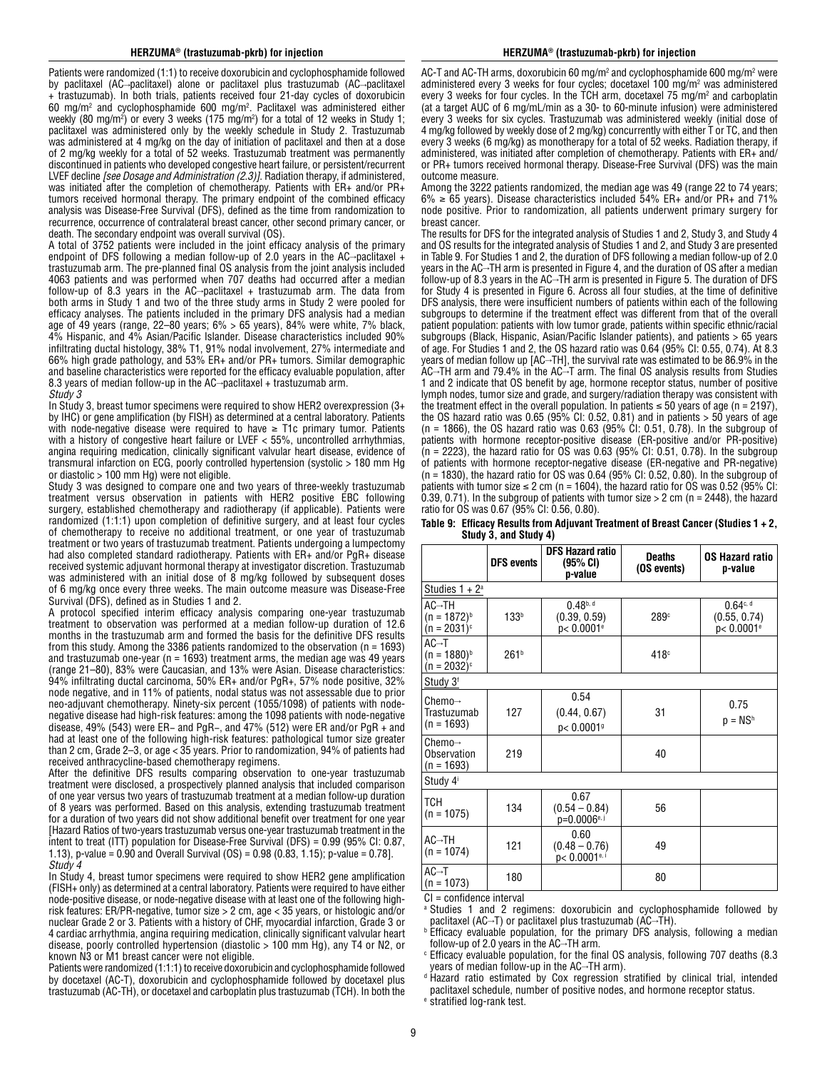Patients were randomized (1:1) to receive doxorubicin and cyclophosphamide followed by paclitaxel (AC→paclitaxel) alone or paclitaxel plus trastuzumab (AC→paclitaxel + trastuzumab). In both trials, patients received four 21-day cycles of doxorubicin 60 mg/m² and cyclophosphamide 600 mg/m². Paclitaxel was administered either weekly (80 mg/m²) or every 3 weeks (175 mg/m²) for a total of 12 weeks in Study 1; paclitaxel was administered only by the weekly schedule in Study 2. Trastuzumab was administered at 4 mg/kg on the day of initiation of paclitaxel and then at a dose of 2 mg/kg weekly for a total of 52 weeks. Trastuzumab treatment was permanently discontinued in patients who developed congestive heart failure, or persistent/recurrent LVEF decline *[see Dosage and Administration (2.3)]*. Radiation therapy, if administered, was initiated after the completion of chemotherapy. Patients with ER+ and/or PR+ tumors received hormonal therapy. The primary endpoint of the combined efficacy analysis was Disease-Free Survival (DFS), defined as the time from randomization to recurrence, occurrence of contralateral breast cancer, other second primary cancer, or death. The secondary endpoint was overall survival (OS).

A total of 3752 patients were included in the joint efficacy analysis of the primary endpoint of DFS following a median follow-up of 2.0 years in the AC→paclitaxel + trastuzumab arm. The pre-planned final OS analysis from the joint analysis included 4063 patients and was performed when 707 deaths had occurred after a median follow-up of 8.3 years in the AC→paclitaxel + trastuzumab arm. The data from both arms in Study 1 and two of the three study arms in Study 2 were pooled for efficacy analyses. The patients included in the primary DFS analysis had a median age of 49 years (range, 22–80 years; 6% > 65 years), 84% were white, 7% black, 4% Hispanic, and 4% Asian/Pacific Islander. Disease characteristics included 90% infiltrating ductal histology, 38% T1, 91% nodal involvement, 27% intermediate and 66% high grade pathology, and 53% ER+ and/or PR+ tumors. Similar demographic and baseline characteristics were reported for the efficacy evaluable population, after 8.3 years of median follow-up in the AC→paclitaxel + trastuzumab arm.

*Study 3*

In Study 3, breast tumor specimens were required to show HER2 overexpression (3+ by IHC) or gene amplification (by FISH) as determined at a central laboratory. Patients with node-negative disease were required to have ≥ T1c primary tumor. Patients with a history of congestive heart failure or LVEF < 55%, uncontrolled arrhythmias, angina requiring medication, clinically significant valvular heart disease, evidence of transmural infarction on ECG, poorly controlled hypertension (systolic > 180 mm Hg or diastolic > 100 mm Hg) were not eligible.

Study 3 was designed to compare one and two years of three-weekly trastuzumab treatment versus observation in patients with HER2 positive EBC following surgery, established chemotherapy and radiotherapy (if applicable). Patients were randomized (1:1:1) upon completion of definitive surgery, and at least four cycles of chemotherapy to receive no additional treatment, or one year of trastuzumab treatment or two years of trastuzumab treatment. Patients undergoing a lumpectomy had also completed standard radiotherapy. Patients with ER+ and/or PgR+ disease received systemic adjuvant hormonal therapy at investigator discretion. Trastuzumab was administered with an initial dose of 8 mg/kg followed by subsequent doses of 6 mg/kg once every three weeks. The main outcome measure was Disease-Free Survival (DFS), defined as in Studies 1 and 2.

A protocol specified interim efficacy analysis comparing one-year trastuzumab treatment to observation was performed at a median follow-up duration of 12.6 months in the trastuzumab arm and formed the basis for the definitive DFS results from this study. Among the 3386 patients randomized to the observation (n = 1693) and trastuzumab one-year (n = 1693) treatment arms, the median age was 49 years (range 21–80), 83% were Caucasian, and 13% were Asian. Disease characteristics: 94% infiltrating ductal carcinoma, 50% ER+ and/or PgR+, 57% node positive, 32% node negative, and in 11% of patients, nodal status was not assessable due to prior neo-adjuvant chemotherapy. Ninety-six percent (1055/1098) of patients with node-negative disease had high-risk features: among the 1098 patients with node-negative disease, 49% (543) were ER− and PgR−, and 47% (512) were ER and/or PgR + and had at least one of the following high-risk features: pathological tumor size greater than 2 cm, Grade 2–3, or age < 35 years. Prior to randomization, 94% of patients had received anthracycline-based chemotherapy regimens.

After the definitive DFS results comparing observation to one-year trastuzumab treatment were disclosed, a prospectively planned analysis that included comparison of one year versus two years of trastuzumab treatment at a median follow-up duration of 8 years was performed. Based on this analysis, extending trastuzumab treatment for a duration of two years did not show additional benefit over treatment for one year [Hazard Ratios of two-years trastuzumab versus one-year trastuzumab treatment in the intent to treat (ITT) population for Disease-Free Survival (DFS) = 0.99 (95% CI: 0.87, 1.13), p-value = 0.90 and Overall Survival (OS) = 0.98 (0.83, 1.15); p-value = 0.78].

*Study 4*

In Study 4, breast tumor specimens were required to show HER2 gene amplification (FISH+ only) as determined at a central laboratory. Patients were required to have either node-positive disease, or node-negative disease with at least one of the following high-risk features: ER/PR-negative, tumor size > 2 cm, age < 35 years, or histologic and/or nuclear Grade 2 or 3. Patients with a history of CHF, myocardial infarction, Grade 3 or 4 cardiac arrhythmia, angina requiring medication, clinically significant valvular heart disease, poorly controlled hypertension (diastolic > 100 mm Hg), any T4 or N2, or known N3 or M1 breast cancer were not eligible.

Patients were randomized (1:1:1) to receive doxorubicin and cyclophosphamide followed by docetaxel (AC-T), doxorubicin and cyclophosphamide followed by docetaxel plus trastuzumab (AC-TH), or docetaxel and carboplatin plus trastuzumab (TCH). In both the AC-T and AC-TH arms, doxorubicin 60 mg/m² and cyclophosphamide 600 mg/m² were administered every 3 weeks for four cycles; docetaxel 100 mg/m² was administered every 3 weeks for four cycles. In the TCH arm, docetaxel 75 mg/m² and carboplatin (at a target AUC of 6 mg/mL/min as a 30- to 60-minute infusion) were administered every 3 weeks for six cycles. Trastuzumab was administered weekly (initial dose of 4 mg/kg followed by weekly dose of 2 mg/kg) concurrently with either T or TC, and then every 3 weeks (6 mg/kg) as monotherapy for a total of 52 weeks. Radiation therapy, if administered, was initiated after completion of chemotherapy. Patients with ER+ and/or PR+ tumors received hormonal therapy. Disease-Free Survival (DFS) was the main outcome measure.

Among the 3222 patients randomized, the median age was 49 (range 22 to 74 years; 6% ≥ 65 years). Disease characteristics included 54% ER+ and/or PR+ and 71% node positive. Prior to randomization, all patients underwent primary surgery for breast cancer.

The results for DFS for the integrated analysis of Studies 1 and 2, Study 3, and Study 4 and OS results for the integrated analysis of Studies 1 and 2, and Study 3 are presented in Table 9. For Studies 1 and 2, the duration of DFS following a median follow-up of 2.0 years in the AC→TH arm is presented in Figure 4, and the duration of OS after a median follow-up of 8.3 years in the AC→TH arm is presented in Figure 5. The duration of DFS for Study 4 is presented in Figure 6. Across all four studies, at the time of definitive DFS analysis, there were insufficient numbers of patients within each of the following subgroups to determine if the treatment effect was different from that of the overall patient population: patients with low tumor grade, patients within specific ethnic/racial subgroups (Black, Hispanic, Asian/Pacific Islander patients), and patients > 65 years of age. For Studies 1 and 2, the OS hazard ratio was 0.64 (95% CI: 0.55, 0.74). At 8.3 years of median follow up [AC→TH], the survival rate was estimated to be 86.9% in the AC→TH arm and 79.4% in the AC→T arm. The final OS analysis results from Studies 1 and 2 indicate that OS benefit by age, hormone receptor status, number of positive lymph nodes, tumor size and grade, and surgery/radiation therapy was consistent with the treatment effect in the overall population. In patients ≤ 50 years of age (n = 2197), the OS hazard ratio was 0.65 (95% CI: 0.52, 0.81) and in patients > 50 years of age (n = 1866), the OS hazard ratio was 0.63 (95% CI: 0.51, 0.78). In the subgroup of patients with hormone receptor-positive disease (ER-positive and/or PR-positive) (n = 2223), the hazard ratio for OS was 0.63 (95% CI: 0.51, 0.78). In the subgroup of patients with hormone receptor-negative disease (ER-negative and PR-negative) (n = 1830), the hazard ratio for OS was 0.64 (95% CI: 0.52, 0.80). In the subgroup of patients with tumor size ≤ 2 cm (n = 1604), the hazard ratio for OS was 0.52 (95% CI: 0.39, 0.71). In the subgroup of patients with tumor size > 2 cm (n = 2448), the hazard ratio for OS was 0.67 (95% CI: 0.56, 0.80).

**Table 9: Efficacy Results from Adjuvant Treatment of Breast Cancer (Studies 1 + 2, Study 3, and Study 4)**

| | DFS events | DFS Hazard ratio (95% CI) p-value | Deaths (OS events) | OS Hazard ratio p-value |
|---|---|---|---|---|
| Studies 1 + 2[a] | | | | |
| AC→TH (n = 1872)[b] (n = 2031)[c] | 133[b] | 0.48[b, d] (0.39, 0.59) p< 0.0001[e] | 289[c] | 0.64[c, d] (0.55, 0.74) p< 0.0001[e] |
| AC→T (n = 1880)[b] (n = 2032)[c] | 261[b] | | 418[c] | |
| Study 3[f] | | | | |
| Chemo→ Trastuzumab (n = 1693) | 127 | 0.54 (0.44, 0.67) p< 0.0001[g] | 31 | 0.75 p = NS[h] |
| Chemo→ Observation (n = 1693) | 219 | | 40 | |
| Study 4[i] | | | | |
| TCH (n = 1075) | 134 | 0.67 (0.54 – 0.84) p=0.0006[e, j] | 56 | |
| AC→TH (n = 1074) | 121 | 0.60 (0.48 – 0.76) p< 0.0001[e, i] | 49 | |
| AC→T (n = 1073) | 180 | | 80 | |

CI = confidence interval

[a] Studies 1 and 2 regimens: doxorubicin and cyclophosphamide followed by paclitaxel (AC→T) or paclitaxel plus trastuzumab (AC→TH).

[b] Efficacy evaluable population, for the primary DFS analysis, following a median follow-up of 2.0 years in the AC→TH arm.

[c] Efficacy evaluable population, for the final OS analysis, following 707 deaths (8.3 years of median follow-up in the AC→TH arm).

[d] Hazard ratio estimated by Cox regression stratified by clinical trial, intended paclitaxel schedule, number of positive nodes, and hormone receptor status.

[e] stratified log-rank test.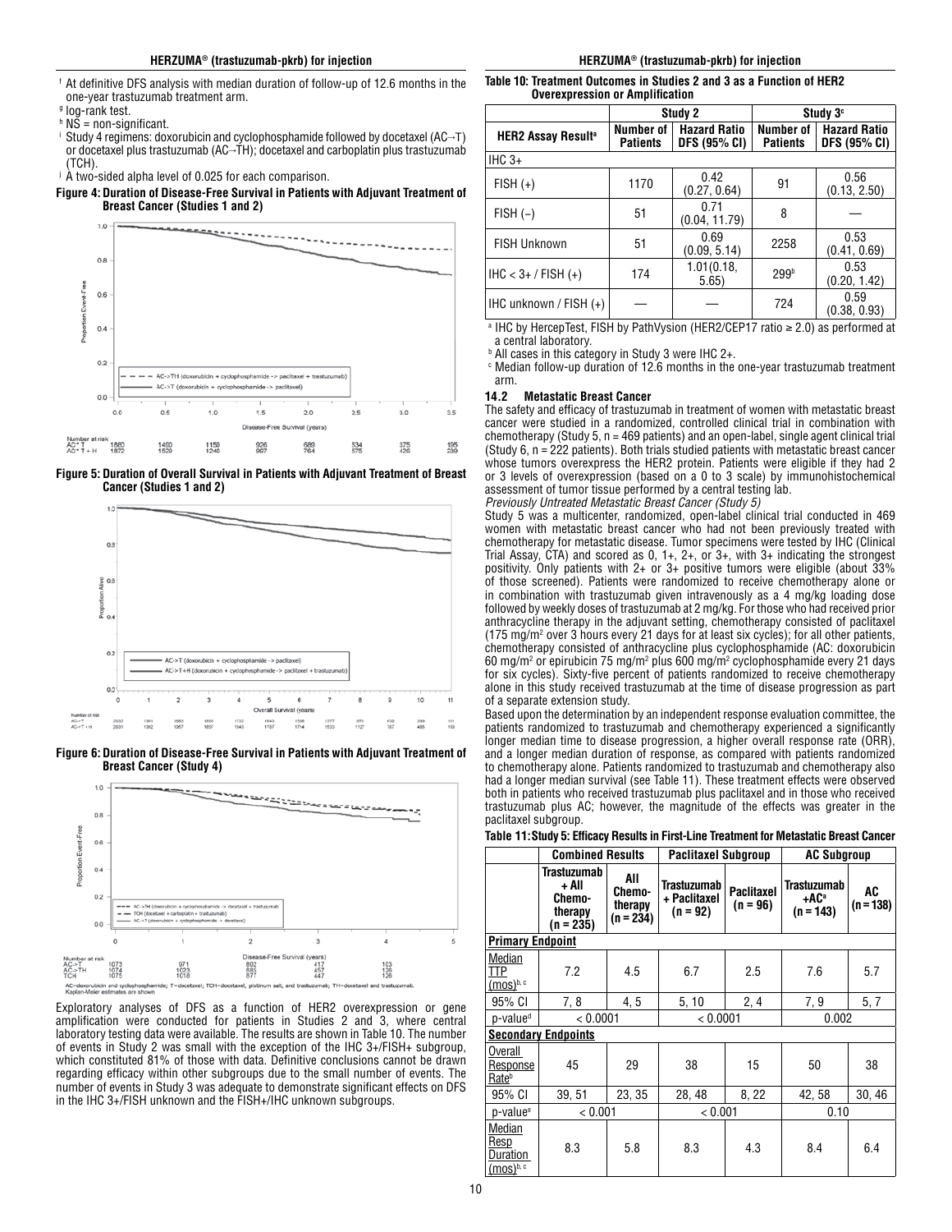[f] At definitive DFS analysis with median duration of follow-up of 12.6 months in the one-year trastuzumab treatment arm.

[g] log-rank test.

[h] NS = non-significant.

[i] Study 4 regimens: doxorubicin and cyclophosphamide followed by docetaxel (AC→T) or docetaxel plus trastuzumab (AC→TH); docetaxel and carboplatin plus trastuzumab (TCH).

[j] A two-sided alpha level of 0.025 for each comparison.

**Figure 4: Duration of Disease-Free Survival in Patients with Adjuvant Treatment of Breast Cancer (Studies 1 and 2)**

**Figure 5: Duration of Overall Survival in Patients with Adjuvant Treatment of Breast Cancer (Studies 1 and 2)**

**Figure 6: Duration of Disease-Free Survival in Patients with Adjuvant Treatment of Breast Cancer (Study 4)**

Exploratory analyses of DFS as a function of HER2 overexpression or gene amplification were conducted for patients in Studies 2 and 3, where central laboratory testing data were available. The results are shown in Table 10. The number of events in Study 2 was small with the exception of the IHC 3+/FISH+ subgroup, which constituted 81% of those with data. Definitive conclusions cannot be drawn regarding efficacy within other subgroups due to the small number of events. The number of events in Study 3 was adequate to demonstrate significant effects on DFS in the IHC 3+/FISH unknown and the FISH+/IHC unknown subgroups.

**Table 10: Treatment Outcomes in Studies 2 and 3 as a Function of HER2 Overexpression or Amplification**

| | Study 2 | | Study 3[c] | |
|---|---|---|---|---|
| **HER2 Assay Result[a]** | **Number of Patients** | **Hazard Ratio DFS (95% CI)** | **Number of Patients** | **Hazard Ratio DFS (95% CI)** |
| IHC 3+ | | | | |
| FISH (+) | 1170 | 0.42 (0.27, 0.64) | 91 | 0.56 (0.13, 2.50) |
| FISH (−) | 51 | 0.71 (0.04, 11.79) | 8 | — |
| FISH Unknown | 51 | 0.69 (0.09, 5.14) | 2258 | 0.53 (0.41, 0.69) |
| IHC < 3+ / FISH (+) | 174 | 1.01(0.18, 5.65) | 299[b] | 0.53 (0.20, 1.42) |
| IHC unknown / FISH (+) | — | — | 724 | 0.59 (0.38, 0.93) |

[a] IHC by HercepTest, FISH by PathVysion (HER2/CEP17 ratio ≥ 2.0) as performed at a central laboratory.

[b] All cases in this category in Study 3 were IHC 2+.

[c] Median follow-up duration of 12.6 months in the one-year trastuzumab treatment arm.

### 14.2 Metastatic Breast Cancer

The safety and efficacy of trastuzumab in treatment of women with metastatic breast cancer were studied in a randomized, controlled clinical trial in combination with chemotherapy (Study 5, n = 469 patients) and an open-label, single agent clinical trial (Study 6, n = 222 patients). Both trials studied patients with metastatic breast cancer whose tumors overexpress the HER2 protein. Patients were eligible if they had 2 or 3 levels of overexpression (based on a 0 to 3 scale) by immunohistochemical assessment of tumor tissue performed by a central testing lab.

*Previously Untreated Metastatic Breast Cancer (Study 5)*

Study 5 was a multicenter, randomized, open-label clinical trial conducted in 469 women with metastatic breast cancer who had not been previously treated with chemotherapy for metastatic disease. Tumor specimens were tested by IHC (Clinical Trial Assay, CTA) and scored as 0, 1+, 2+, or 3+, with 3+ indicating the strongest positivity. Only patients with 2+ or 3+ positive tumors were eligible (about 33% of those screened). Patients were randomized to receive chemotherapy alone or in combination with trastuzumab given intravenously as a 4 mg/kg loading dose followed by weekly doses of trastuzumab at 2 mg/kg. For those who had received prior anthracycline therapy in the adjuvant setting, chemotherapy consisted of paclitaxel (175 mg/m$^2$ over 3 hours every 21 days for at least six cycles); for all other patients, chemotherapy consisted of anthracycline plus cyclophosphamide (AC: doxorubicin 60 mg/m$^2$ or epirubicin 75 mg/m$^2$ plus 600 mg/m$^2$ cyclophosphamide every 21 days for six cycles). Sixty-five percent of patients randomized to receive chemotherapy alone in this study received trastuzumab at the time of disease progression as part of a separate extension study.

Based upon the determination by an independent response evaluation committee, the patients randomized to trastuzumab and chemotherapy experienced a significantly longer median time to disease progression, a higher overall response rate (ORR), and a longer median duration of response, as compared with patients randomized to chemotherapy alone. Patients randomized to trastuzumab and chemotherapy also had a longer median survival (see Table 11). These treatment effects were observed both in patients who received trastuzumab plus paclitaxel and in those who received trastuzumab plus AC; however, the magnitude of the effects was greater in the paclitaxel subgroup.

**Table 11: Study 5: Efficacy Results in First-Line Treatment for Metastatic Breast Cancer**

| | Combined Results | | Paclitaxel Subgroup | | AC Subgroup | |
|---|---|---|---|---|---|---|
| | **Trastuzumab + All Chemo-therapy (n = 235)** | **All Chemo-therapy (n = 234)** | **Trastuzumab + Paclitaxel (n = 92)** | **Paclitaxel (n = 96)** | **Trastuzumab +AC[a] (n = 143)** | **AC (n = 138)** |
| **Primary Endpoint** | | | | | | |
| Median TTP (mos)[b, c] | 7.2 | 4.5 | 6.7 | 2.5 | 7.6 | 5.7 |
| 95% CI | 7, 8 | 4, 5 | 5, 10 | 2, 4 | 7, 9 | 5, 7 |
| p-value[d] | < 0.0001 | | < 0.0001 | | 0.002 | |
| **Secondary Endpoints** | | | | | | |
| Overall Response Rate[b] | 45 | 29 | 38 | 15 | 50 | 38 |
| 95% CI | 39, 51 | 23, 35 | 28, 48 | 8, 22 | 42, 58 | 30, 46 |
| p-value[e] | < 0.001 | | < 0.001 | | 0.10 | |
| Median Resp Duration (mos)[b, c] | 8.3 | 5.8 | 8.3 | 4.3 | 8.4 | 6.4 |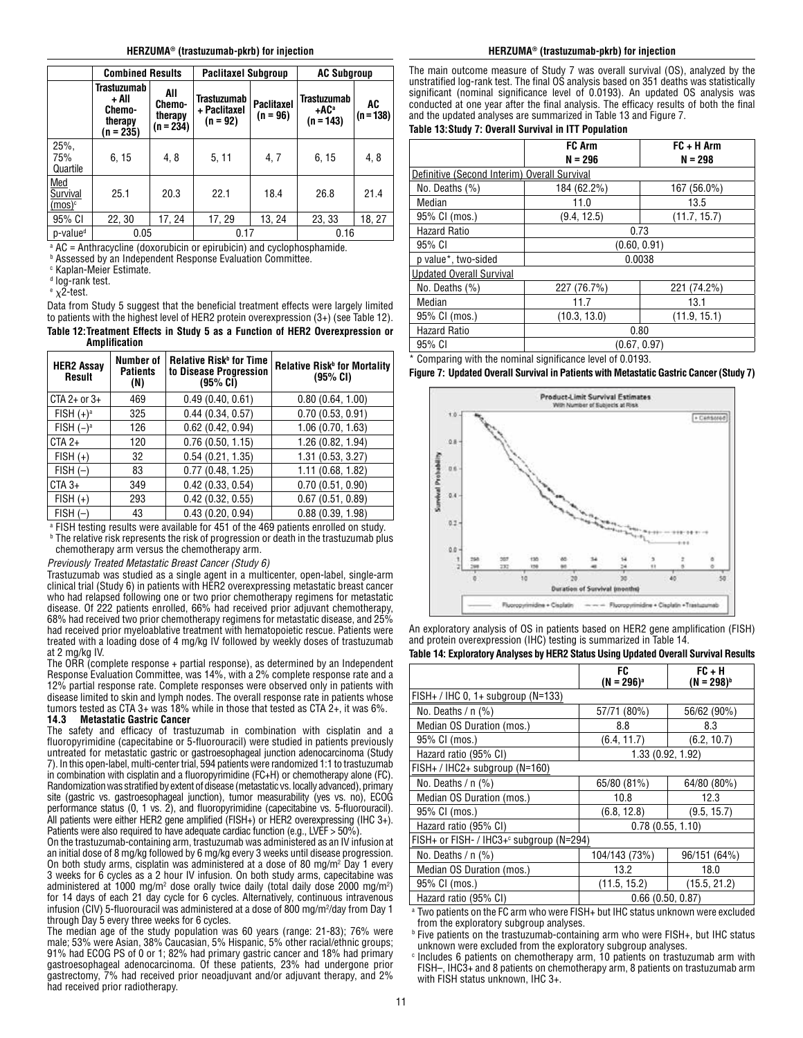| | Combined Results | | Paclitaxel Subgroup | | AC Subgroup | |
|---|---|---|---|---|---|---|
| | Trastuzumab + All Chemo-therapy (n = 235) | All Chemo-therapy (n = 234) | Trastuzumab + Paclitaxel (n = 92) | Paclitaxel (n = 96) | Trastuzumab +AC[a] (n = 143) | AC (n = 138) |
| 25%, 75% Quartile | 6, 15 | 4, 8 | 5, 11 | 4, 7 | 6, 15 | 4, 8 |
| Med Survival (mos)[c] | 25.1 | 20.3 | 22.1 | 18.4 | 26.8 | 21.4 |
| 95% CI | 22, 30 | 17, 24 | 17, 29 | 13, 24 | 23, 33 | 18, 27 |
| p-value[d] | 0.05 | | 0.17 | | 0.16 | |

[a] AC = Anthracycline (doxorubicin or epirubicin) and cyclophosphamide.
[b] Assessed by an Independent Response Evaluation Committee.
[c] Kaplan-Meier Estimate.
[d] log-rank test.
[e] $\chi^2$-test.

Data from Study 5 suggest that the beneficial treatment effects were largely limited to patients with the highest level of HER2 protein overexpression (3+) (see Table 12).

**Table 12: Treatment Effects in Study 5 as a Function of HER2 Overexpression or Amplification**

| HER2 Assay Result | Number of Patients (N) | Relative Risk[b] for Time to Disease Progression (95% CI) | Relative Risk[b] for Mortality (95% CI) |
|---|---|---|---|
| CTA 2+ or 3+ | 469 | 0.49 (0.40, 0.61) | 0.80 (0.64, 1.00) |
| FISH (+)[a] | 325 | 0.44 (0.34, 0.57) | 0.70 (0.53, 0.91) |
| FISH (−)[a] | 126 | 0.62 (0.42, 0.94) | 1.06 (0.70, 1.63) |
| CTA 2+ | 120 | 0.76 (0.50, 1.15) | 1.26 (0.82, 1.94) |
| FISH (+) | 32 | 0.54 (0.21, 1.35) | 1.31 (0.53, 3.27) |
| FISH (−) | 83 | 0.77 (0.48, 1.25) | 1.11 (0.68, 1.82) |
| CTA 3+ | 349 | 0.42 (0.33, 0.54) | 0.70 (0.51, 0.90) |
| FISH (+) | 293 | 0.42 (0.32, 0.55) | 0.67 (0.51, 0.89) |
| FISH (−) | 43 | 0.43 (0.20, 0.94) | 0.88 (0.39, 1.98) |

[a] FISH testing results were available for 451 of the 469 patients enrolled on study.
[b] The relative risk represents the risk of progression or death in the trastuzumab plus chemotherapy arm versus the chemotherapy arm.

*Previously Treated Metastatic Breast Cancer (Study 6)*

Trastuzumab was studied as a single agent in a multicenter, open-label, single-arm clinical trial (Study 6) in patients with HER2 overexpressing metastatic breast cancer who had relapsed following one or two prior chemotherapy regimens for metastatic disease. Of 222 patients enrolled, 66% had received prior adjuvant chemotherapy, 68% had received two prior chemotherapy regimens for metastatic disease, and 25% had received prior myeloablative treatment with hematopoietic rescue. Patients were treated with a loading dose of 4 mg/kg IV followed by weekly doses of trastuzumab at 2 mg/kg IV.

The ORR (complete response + partial response), as determined by an Independent Response Evaluation Committee, was 14%, with a 2% complete response rate and a 12% partial response rate. Complete responses were observed only in patients with disease limited to skin and lymph nodes. The overall response rate in patients whose tumors tested as CTA 3+ was 18% while in those that tested as CTA 2+, it was 6%.

### 14.3 Metastatic Gastric Cancer

The safety and efficacy of trastuzumab in combination with cisplatin and a fluoropyrimidine (capecitabine or 5-fluorouracil) were studied in patients previously untreated for metastatic gastric or gastroesophageal junction adenocarcinoma (Study 7). In this open-label, multi-center trial, 594 patients were randomized 1:1 to trastuzumab in combination with cisplatin and a fluoropyrimidine (FC+H) or chemotherapy alone (FC). Randomization was stratified by extent of disease (metastatic vs. locally advanced), primary site (gastric vs. gastroesophageal junction), tumor measurability (yes vs. no), ECOG performance status (0, 1 vs. 2), and fluoropyrimidine (capecitabine vs. 5-fluorouracil). All patients were either HER2 gene amplified (FISH+) or HER2 overexpressing (IHC 3+). Patients were also required to have adequate cardiac function (e.g., LVEF > 50%).

On the trastuzumab-containing arm, trastuzumab was administered as an IV infusion at an initial dose of 8 mg/kg followed by 6 mg/kg every 3 weeks until disease progression. On both study arms, cisplatin was administered at a dose of 80 mg/m$^2$ Day 1 every 3 weeks for 6 cycles as a 2 hour IV infusion. On both study arms, capecitabine was administered at 1000 mg/m$^2$ dose orally twice daily (total daily dose 2000 mg/m$^2$) for 14 days of each 21 day cycle for 6 cycles. Alternatively, continuous intravenous infusion (CIV) 5-fluorouracil was administered at a dose of 800 mg/m$^2$/day from Day 1 through Day 5 every three weeks for 6 cycles.

The median age of the study population was 60 years (range: 21-83); 76% were male; 53% were Asian, 38% Caucasian, 5% Hispanic, 5% other racial/ethnic groups; 91% had ECOG PS of 0 or 1; 82% had primary gastric cancer and 18% had primary gastroesophageal adenocarcinoma. Of these patients, 23% had undergone prior gastrectomy, 7% had received prior neoadjuvant and/or adjuvant therapy, and 2% had received prior radiotherapy.

The main outcome measure of Study 7 was overall survival (OS), analyzed by the unstratified log-rank test. The final OS analysis based on 351 deaths was statistically significant (nominal significance level of 0.0193). An updated OS analysis was conducted at one year after the final analysis. The efficacy results of both the final and the updated analyses are summarized in Table 13 and Figure 7.

**Table 13: Study 7: Overall Survival in ITT Population**

| | FC Arm N = 296 | FC + H Arm N = 298 |
|---|---|---|
| Definitive (Second Interim) Overall Survival | | |
| No. Deaths (%) | 184 (62.2%) | 167 (56.0%) |
| Median | 11.0 | 13.5 |
| 95% CI (mos.) | (9.4, 12.5) | (11.7, 15.7) |
| Hazard Ratio | 0.73 | |
| 95% CI | (0.60, 0.91) | |
| p value*, two-sided | 0.0038 | |
| Updated Overall Survival | | |
| No. Deaths (%) | 227 (76.7%) | 221 (74.2%) |
| Median | 11.7 | 13.1 |
| 95% CI (mos.) | (10.3, 13.0) | (11.9, 15.1) |
| Hazard Ratio | 0.80 | |
| 95% CI | (0.67, 0.97) | |

* Comparing with the nominal significance level of 0.0193.

**Figure 7: Updated Overall Survival in Patients with Metastatic Gastric Cancer (Study 7)**

An exploratory analysis of OS in patients based on HER2 gene amplification (FISH) and protein overexpression (IHC) testing is summarized in Table 14.

**Table 14: Exploratory Analyses by HER2 Status Using Updated Overall Survival Results**

| | FC (N = 296)[a] | FC + H (N = 298)[b] |
|---|---|---|
| FISH+ / IHC 0, 1+ subgroup (N=133) | | |
| No. Deaths / n (%) | 57/71 (80%) | 56/62 (90%) |
| Median OS Duration (mos.) | 8.8 | 8.3 |
| 95% CI (mos.) | (6.4, 11.7) | (6.2, 10.7) |
| Hazard ratio (95% CI) | 1.33 (0.92, 1.92) | |
| FISH+ / IHC2+ subgroup (N=160) | | |
| No. Deaths / n (%) | 65/80 (81%) | 64/80 (80%) |
| Median OS Duration (mos.) | 10.8 | 12.3 |
| 95% CI (mos.) | (6.8, 12.8) | (9.5, 15.7) |
| Hazard ratio (95% CI) | 0.78 (0.55, 1.10) | |
| FISH+ or FISH- / IHC3+[c] subgroup (N=294) | | |
| No. Deaths / n (%) | 104/143 (73%) | 96/151 (64%) |
| Median OS Duration (mos.) | 13.2 | 18.0 |
| 95% CI (mos.) | (11.5, 15.2) | (15.5, 21.2) |
| Hazard ratio (95% CI) | 0.66 (0.50, 0.87) | |

[a] Two patients on the FC arm who were FISH+ but IHC status unknown were excluded from the exploratory subgroup analyses.
[b] Five patients on the trastuzumab-containing arm who were FISH+, but IHC status unknown were excluded from the exploratory subgroup analyses.
[c] Includes 6 patients on chemotherapy arm, 10 patients on trastuzumab arm with FISH−, IHC3+ and 8 patients on chemotherapy arm, 8 patients on trastuzumab arm with FISH status unknown, IHC 3+.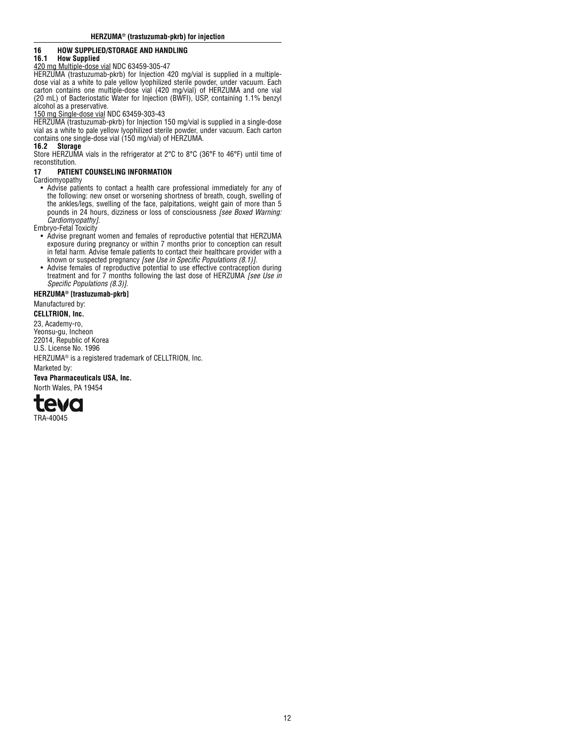## 16 HOW SUPPLIED/STORAGE AND HANDLING

### 16.1 How Supplied

420 mg Multiple-dose vial NDC 63459-305-47

HERZUMA (trastuzumab-pkrb) for Injection 420 mg/vial is supplied in a multiple-dose vial as a white to pale yellow lyophilized sterile powder, under vacuum. Each carton contains one multiple-dose vial (420 mg/vial) of HERZUMA and one vial (20 mL) of Bacteriostatic Water for Injection (BWFI), USP, containing 1.1% benzyl alcohol as a preservative.

150 mg Single-dose vial NDC 63459-303-43

HERZUMA (trastuzumab-pkrb) for Injection 150 mg/vial is supplied in a single-dose vial as a white to pale yellow lyophilized sterile powder, under vacuum. Each carton contains one single-dose vial (150 mg/vial) of HERZUMA.

### 16.2 Storage

Store HERZUMA vials in the refrigerator at 2°C to 8°C (36°F to 46°F) until time of reconstitution.

## 17 PATIENT COUNSELING INFORMATION

Cardiomyopathy

- Advise patients to contact a health care professional immediately for any of the following: new onset or worsening shortness of breath, cough, swelling of the ankles/legs, swelling of the face, palpitations, weight gain of more than 5 pounds in 24 hours, dizziness or loss of consciousness *[see Boxed Warning: Cardiomyopathy]*.

Embryo-Fetal Toxicity

- Advise pregnant women and females of reproductive potential that HERZUMA exposure during pregnancy or within 7 months prior to conception can result in fetal harm. Advise female patients to contact their healthcare provider with a known or suspected pregnancy *[see Use in Specific Populations (8.1)]*.
- Advise females of reproductive potential to use effective contraception during treatment and for 7 months following the last dose of HERZUMA *[see Use in Specific Populations (8.3)]*.

**HERZUMA® [trastuzumab-pkrb]**

Manufactured by:

**CELLTRION, Inc.**

23, Academy-ro,
Yeonsu-gu, Incheon
22014, Republic of Korea
U.S. License No. 1996

HERZUMA® is a registered trademark of CELLTRION, Inc.

Marketed by:

**Teva Pharmaceuticals USA, Inc.**

North Wales, PA 19454

teva

TRA-40045